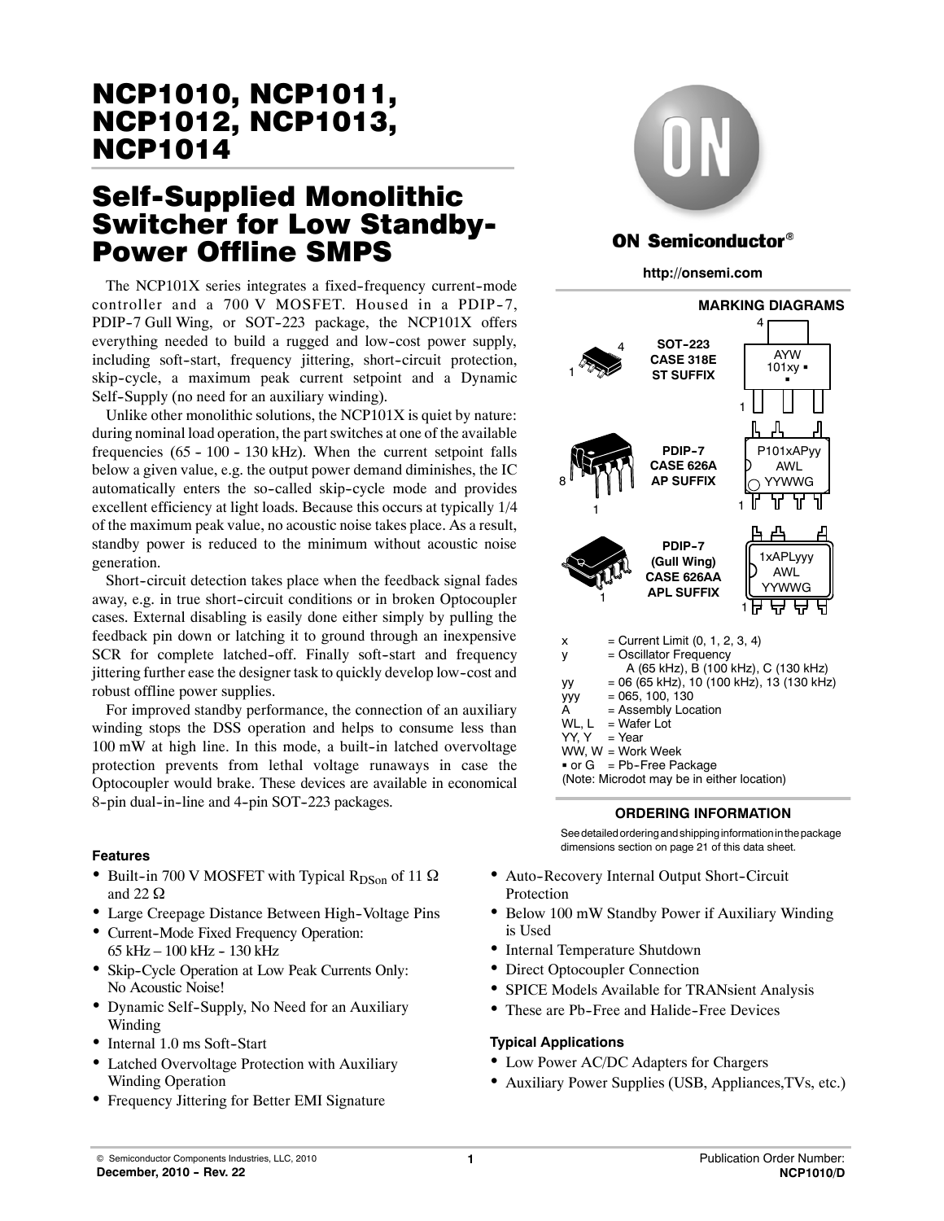# NCP1010, NCP1011, NCP1012, NCP1013, NCP1014

## Self-Supplied Monolithic Switcher for Low Standby-Power Offline SMPS

The NCP101X series integrates a fixed-frequency current-mode controller and a 700 V MOSFET. Housed in a PDIP-7, PDIP-7 Gull Wing, or SOT-223 package, the NCP101X offers everything needed to build a rugged and low-cost power supply, including soft-start, frequency jittering, short-circuit protection, skip-cycle, a maximum peak current setpoint and a Dynamic Self-Supply (no need for an auxiliary winding).

Unlike other monolithic solutions, the NCP101X is quiet by nature: during nominal load operation, the part switches at one of the available frequencies (65 - 100 - 130 kHz). When the current setpoint falls below a given value, e.g. the output power demand diminishes, the IC automatically enters the so-called skip-cycle mode and provides excellent efficiency at light loads. Because this occurs at typically 1/4 of the maximum peak value, no acoustic noise takes place. As a result, standby power is reduced to the minimum without acoustic noise generation.

Short-circuit detection takes place when the feedback signal fades away, e.g. in true short-circuit conditions or in broken Optocoupler cases. External disabling is easily done either simply by pulling the feedback pin down or latching it to ground through an inexpensive SCR for complete latched-off. Finally soft-start and frequency jittering further ease the designer task to quickly develop low-cost and robust offline power supplies.

For improved standby performance, the connection of an auxiliary winding stops the DSS operation and helps to consume less than 100 mW at high line. In this mode, a built-in latched overvoltage protection prevents from lethal voltage runaways in case the Optocoupler would brake. These devices are available in economical 8-pin dual-in-line and 4-pin SOT-223 packages.

ON Semiconductor®

http://onsemi.com

### MARKING DIAGRAMS

SOT-223 CASE 318E ST SUFFIX — AYW 101xy ▪

PDIP-7 CASE 626A AP SUFFIX — P101xAPyy AWL YYWWG

PDIP-7 (Gull Wing) CASE 626AA APL SUFFIX — 1xAPLyyy AWL YYWWG

x = Current Limit (0, 1, 2, 3, 4)
y = Oscillator Frequency
A (65 kHz), B (100 kHz), C (130 kHz)
yy = 06 (65 kHz), 10 (100 kHz), 13 (130 kHz)
yyy = 065, 100, 130
A = Assembly Location
WL, L = Wafer Lot
YY, Y = Year
WW, W = Work Week
▪ or G = Pb-Free Package
(Note: Microdot may be in either location)

### ORDERING INFORMATION

See detailed ordering and shipping information in the package dimensions section on page 21 of this data sheet.

### Features

- Built-in 700 V MOSFET with Typical $R_{DSon}$ of 11 Ω and 22 Ω
- Large Creepage Distance Between High-Voltage Pins
- Current-Mode Fixed Frequency Operation: 65 kHz – 100 kHz - 130 kHz
- Skip-Cycle Operation at Low Peak Currents Only: No Acoustic Noise!
- Dynamic Self-Supply, No Need for an Auxiliary Winding
- Internal 1.0 ms Soft-Start
- Latched Overvoltage Protection with Auxiliary Winding Operation
- Frequency Jittering for Better EMI Signature
- Auto-Recovery Internal Output Short-Circuit Protection
- Below 100 mW Standby Power if Auxiliary Winding is Used
- Internal Temperature Shutdown
- Direct Optocoupler Connection
- SPICE Models Available for TRANsient Analysis
- These are Pb-Free and Halide-Free Devices

### Typical Applications

- Low Power AC/DC Adapters for Chargers
- Auxiliary Power Supplies (USB, Appliances,TVs, etc.)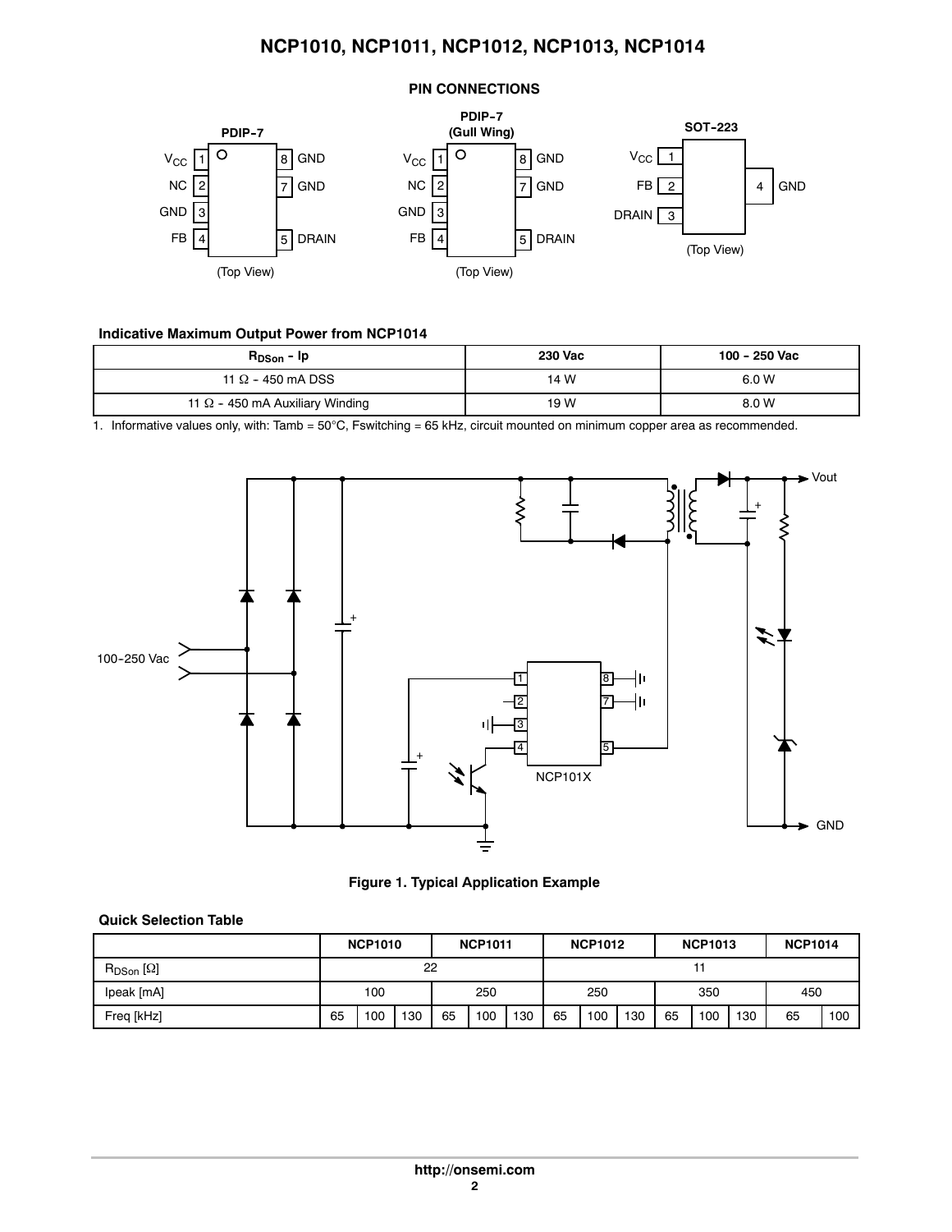## PIN CONNECTIONS

**PDIP-7**

| Pin | Name | Pin | Name |
|---|---|---|---|
| 1 | $V_{CC}$ | 8 | GND |
| 2 | NC | 7 | GND |
| 3 | GND | | |
| 4 | FB | 5 | DRAIN |

(Top View)

**PDIP-7 (Gull Wing)**

| Pin | Name | Pin | Name |
|---|---|---|---|
| 1 | $V_{CC}$ | 8 | GND |
| 2 | NC | 7 | GND |
| 3 | GND | | |
| 4 | FB | 5 | DRAIN |

(Top View)

**SOT-223**

| Pin | Name |
|---|---|
| 1 | $V_{CC}$ |
| 2 | FB |
| 3 | DRAIN |
| 4 | GND |

(Top View)

**Indicative Maximum Output Power from NCP1014**

| $R_{DSon}$ - Ip | 230 Vac | 100 - 250 Vac |
|---|---|---|
| 11 Ω - 450 mA DSS | 14 W | 6.0 W |
| 11 Ω - 450 mA Auxiliary Winding | 19 W | 8.0 W |

1. Informative values only, with: Tamb = 50°C, Fswitching = 65 kHz, circuit mounted on minimum copper area as recommended.

**Figure 1. Typical Application Example**

**Quick Selection Table**

| | NCP1010 | | | NCP1011 | | | NCP1012 | | | NCP1013 | | | NCP1014 | |
|---|---|---|---|---|---|---|---|---|---|---|---|---|---|---|
| $R_{DSon}$ [Ω] | 22 | | | | | | 11 | | | | | | | |
| Ipeak [mA] | 100 | | | 250 | | | 250 | | | 350 | | | 450 | |
| Freq [kHz] | 65 | 100 | 130 | 65 | 100 | 130 | 65 | 100 | 130 | 65 | 100 | 130 | 65 | 100 |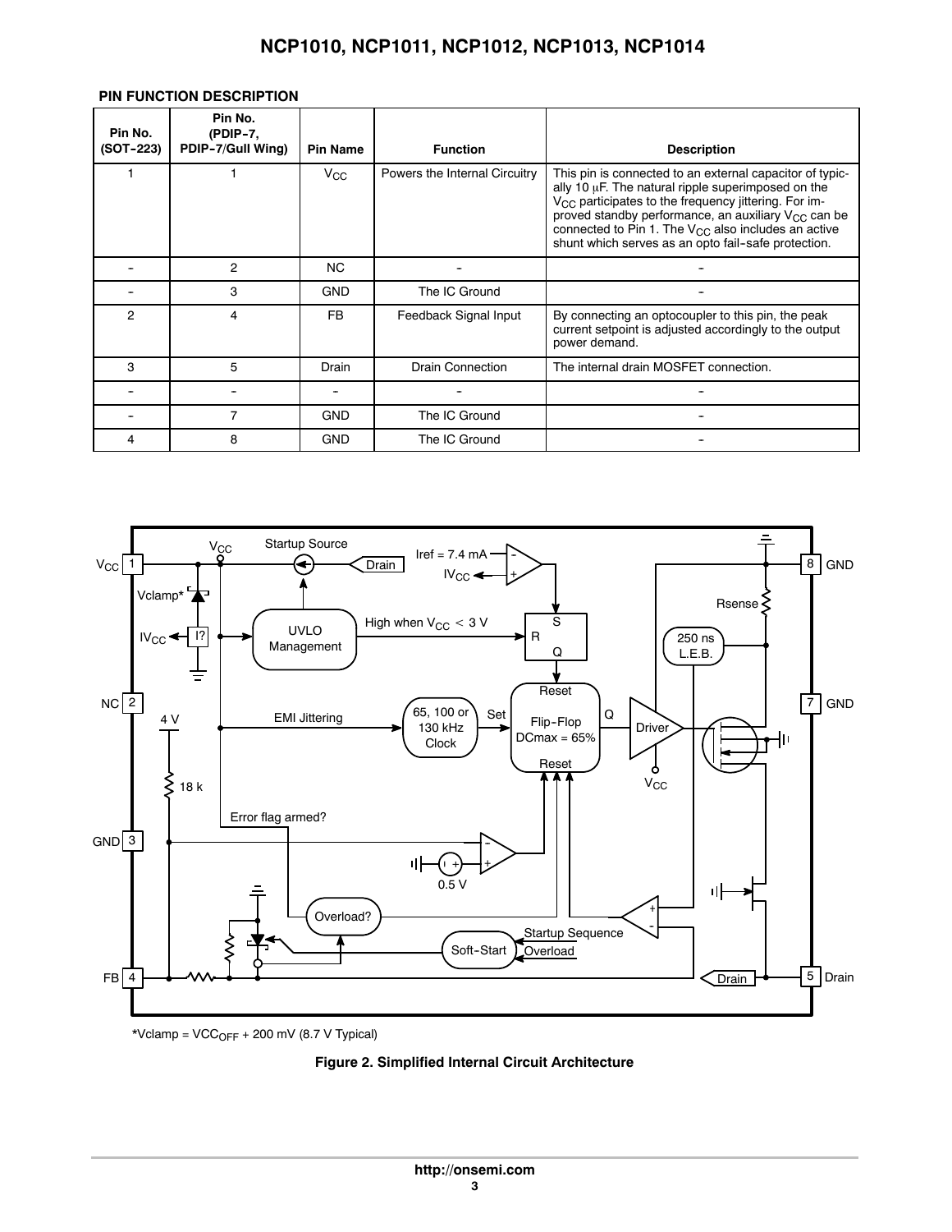## PIN FUNCTION DESCRIPTION

| Pin No. (SOT-223) | Pin No. (PDIP-7, PDIP-7/Gull Wing) | Pin Name | Function | Description |
|---|---|---|---|---|
| 1 | 1 | $V_{CC}$ | Powers the Internal Circuitry | This pin is connected to an external capacitor of typically 10 μF. The natural ripple superimposed on the $V_{CC}$ participates to the frequency jittering. For improved standby performance, an auxiliary $V_{CC}$ can be connected to Pin 1. The $V_{CC}$ also includes an active shunt which serves as an opto fail-safe protection. |
| - | 2 | NC | - | - |
| - | 3 | GND | The IC Ground | - |
| 2 | 4 | FB | Feedback Signal Input | By connecting an optocoupler to this pin, the peak current setpoint is adjusted accordingly to the output power demand. |
| 3 | 5 | Drain | Drain Connection | The internal drain MOSFET connection. |
| - | - | - | - | - |
| - | 7 | GND | The IC Ground | - |
| 4 | 8 | GND | The IC Ground | - |

*Vclamp = $VCC_{OFF}$ + 200 mV (8.7 V Typical)

**Figure 2. Simplified Internal Circuit Architecture**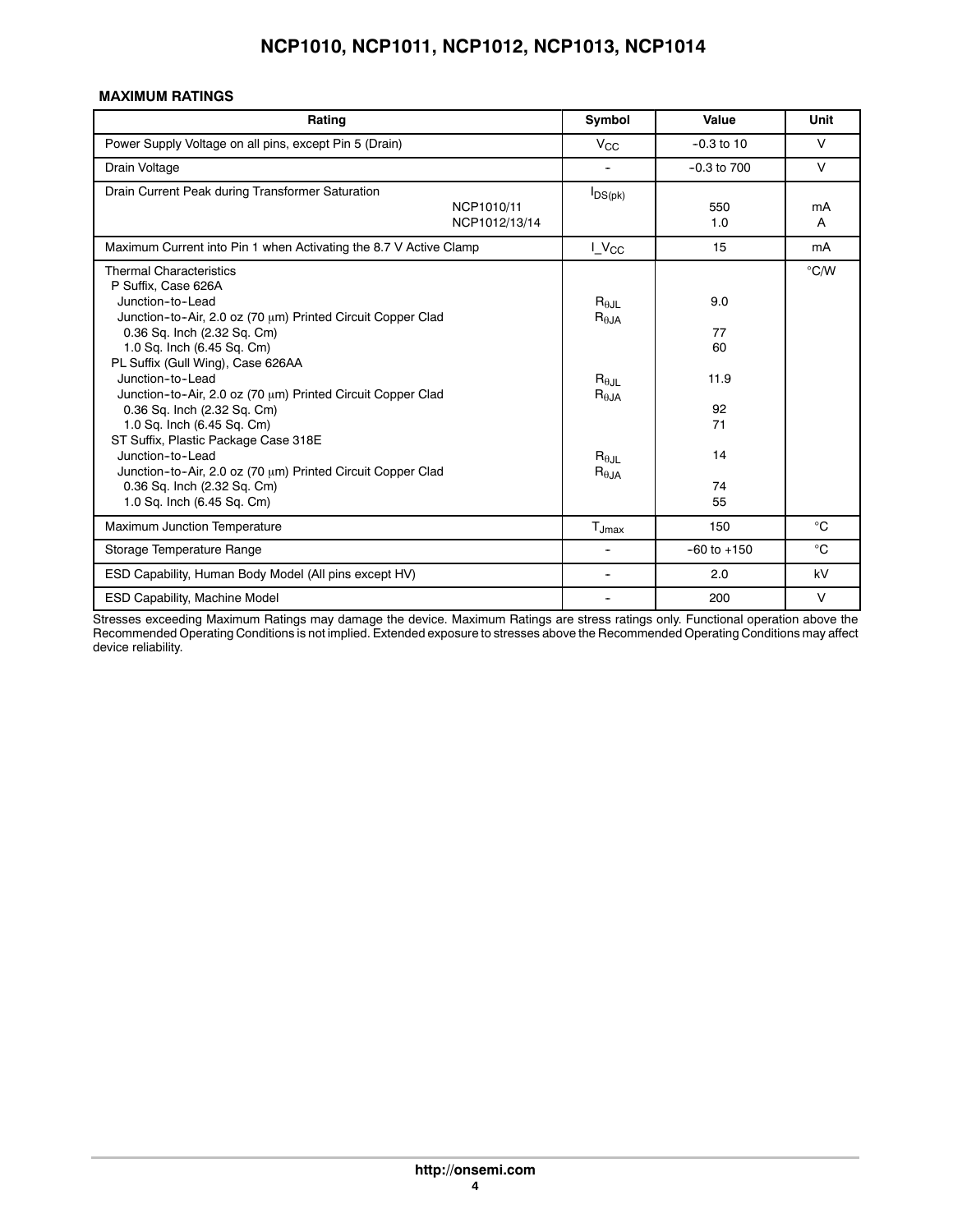**MAXIMUM RATINGS**

| Rating | Symbol | Value | Unit |
|---|---|---|---|
| Power Supply Voltage on all pins, except Pin 5 (Drain) | $V_{CC}$ | −0.3 to 10 | V |
| Drain Voltage | − | −0.3 to 700 | V |
| Drain Current Peak during Transformer Saturation<br>NCP1010/11<br>NCP1012/13/14 | $I_{DS(pk)}$ | <br>550<br>1.0 | <br>mA<br>A |
| Maximum Current into Pin 1 when Activating the 8.7 V Active Clamp | $I\_V_{CC}$ | 15 | mA |
| Thermal Characteristics<br>P Suffix, Case 626A<br>Junction−to−Lead<br>Junction−to−Air, 2.0 oz (70 μm) Printed Circuit Copper Clad<br>0.36 Sq. Inch (2.32 Sq. Cm)<br>1.0 Sq. Inch (6.45 Sq. Cm)<br>PL Suffix (Gull Wing), Case 626AA<br>Junction−to−Lead<br>Junction−to−Air, 2.0 oz (70 μm) Printed Circuit Copper Clad<br>0.36 Sq. Inch (2.32 Sq. Cm)<br>1.0 Sq. Inch (6.45 Sq. Cm)<br>ST Suffix, Plastic Package Case 318E<br>Junction−to−Lead<br>Junction−to−Air, 2.0 oz (70 μm) Printed Circuit Copper Clad<br>0.36 Sq. Inch (2.32 Sq. Cm)<br>1.0 Sq. Inch (6.45 Sq. Cm) | <br><br>$R_{\theta JL}$<br>$R_{\theta JA}$<br><br><br><br>$R_{\theta JL}$<br>$R_{\theta JA}$<br><br><br><br>$R_{\theta JL}$<br>$R_{\theta JA}$ | <br><br>9.0<br><br>77<br>60<br><br>11.9<br><br>92<br>71<br><br>14<br><br>74<br>55 | °C/W |
| Maximum Junction Temperature | $T_{Jmax}$ | 150 | °C |
| Storage Temperature Range | − | −60 to +150 | °C |
| ESD Capability, Human Body Model (All pins except HV) | − | 2.0 | kV |
| ESD Capability, Machine Model | − | 200 | V |

Stresses exceeding Maximum Ratings may damage the device. Maximum Ratings are stress ratings only. Functional operation above the Recommended Operating Conditions is not implied. Extended exposure to stresses above the Recommended Operating Conditions may affect device reliability.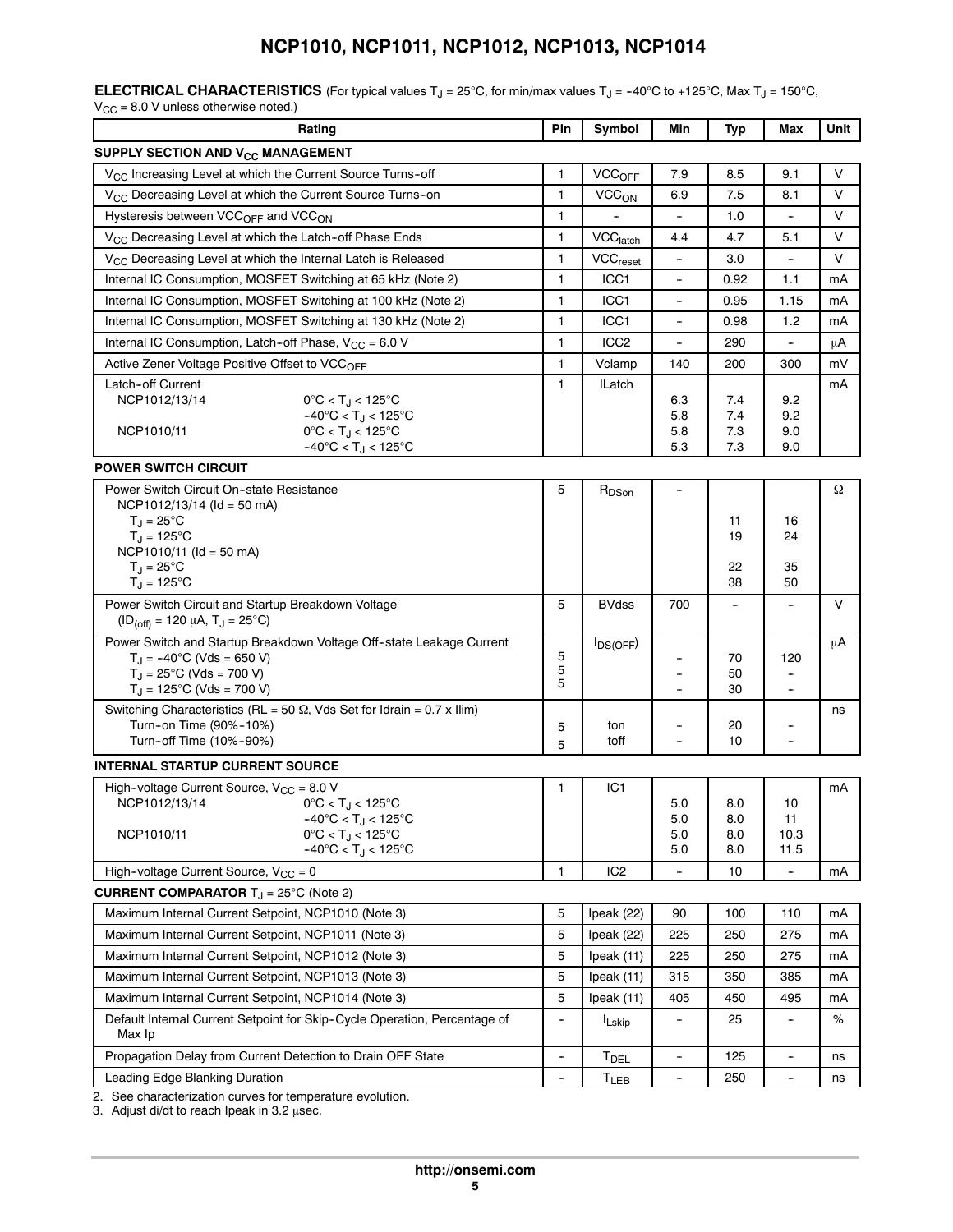**ELECTRICAL CHARACTERISTICS** (For typical values $T_J = 25°C$, for min/max values $T_J = -40°C$ to $+125°C$, Max $T_J = 150°C$, $V_{CC} = 8.0$ V unless otherwise noted.)

| Rating | | Pin | Symbol | Min | Typ | Max | Unit |
|---|---|---|---|---|---|---|---|
| **SUPPLY SECTION AND $V_{CC}$ MANAGEMENT** | | | | | | | |
| $V_{CC}$ Increasing Level at which the Current Source Turns-off | | 1 | $VCC_{OFF}$ | 7.9 | 8.5 | 9.1 | V |
| $V_{CC}$ Decreasing Level at which the Current Source Turns-on | | 1 | $VCC_{ON}$ | 6.9 | 7.5 | 8.1 | V |
| Hysteresis between $VCC_{OFF}$ and $VCC_{ON}$ | | 1 | - | - | 1.0 | - | V |
| $V_{CC}$ Decreasing Level at which the Latch-off Phase Ends | | 1 | $VCC_{latch}$ | 4.4 | 4.7 | 5.1 | V |
| $V_{CC}$ Decreasing Level at which the Internal Latch is Released | | 1 | $VCC_{reset}$ | - | 3.0 | - | V |
| Internal IC Consumption, MOSFET Switching at 65 kHz (Note 2) | | 1 | ICC1 | - | 0.92 | 1.1 | mA |
| Internal IC Consumption, MOSFET Switching at 100 kHz (Note 2) | | 1 | ICC1 | - | 0.95 | 1.15 | mA |
| Internal IC Consumption, MOSFET Switching at 130 kHz (Note 2) | | 1 | ICC1 | - | 0.98 | 1.2 | mA |
| Internal IC Consumption, Latch-off Phase, $V_{CC} = 6.0$ V | | 1 | ICC2 | - | 290 | - | μA |
| Active Zener Voltage Positive Offset to $VCC_{OFF}$ | | 1 | Vclamp | 140 | 200 | 300 | mV |
| Latch-off Current | | 1 | ILatch | | | | mA |
| NCP1012/13/14 | $0°C < T_J < 125°C$ | | | 6.3 | 7.4 | 9.2 | |
| | $-40°C < T_J < 125°C$ | | | 5.8 | 7.4 | 9.2 | |
| NCP1010/11 | $0°C < T_J < 125°C$ | | | 5.8 | 7.3 | 9.0 | |
| | $-40°C < T_J < 125°C$ | | | 5.3 | 7.3 | 9.0 | |
| **POWER SWITCH CIRCUIT** | | | | | | | |
| Power Switch Circuit On-state Resistance | | 5 | $R_{DSon}$ | - | | | Ω |
| NCP1012/13/14 (Id = 50 mA) | | | | | | | |
| $T_J = 25°C$ | | | | | 11 | 16 | |
| $T_J = 125°C$ | | | | | 19 | 24 | |
| NCP1010/11 (Id = 50 mA) | | | | | | | |
| $T_J = 25°C$ | | | | | 22 | 35 | |
| $T_J = 125°C$ | | | | | 38 | 50 | |
| Power Switch Circuit and Startup Breakdown Voltage ($ID_{(off)} = 120$ μA, $T_J = 25°C$) | | 5 | BVdss | 700 | - | - | V |
| Power Switch and Startup Breakdown Voltage Off-state Leakage Current | | | $I_{DS(OFF)}$ | | | | μA |
| $T_J = -40°C$ (Vds = 650 V) | | 5 | | - | 70 | 120 | |
| $T_J = 25°C$ (Vds = 700 V) | | 5 | | - | 50 | - | |
| $T_J = 125°C$ (Vds = 700 V) | | 5 | | - | 30 | - | |
| Switching Characteristics (RL = 50 Ω, Vds Set for Idrain = 0.7 x Ilim) | | | | | | | ns |
| Turn-on Time (90%-10%) | | 5 | ton | - | 20 | - | |
| Turn-off Time (10%-90%) | | 5 | toff | - | 10 | - | |
| **INTERNAL STARTUP CURRENT SOURCE** | | | | | | | |
| High-voltage Current Source, $V_{CC} = 8.0$ V | | 1 | IC1 | | | | mA |
| NCP1012/13/14 | $0°C < T_J < 125°C$ | | | 5.0 | 8.0 | 10 | |
| | $-40°C < T_J < 125°C$ | | | 5.0 | 8.0 | 11 | |
| NCP1010/11 | $0°C < T_J < 125°C$ | | | 5.0 | 8.0 | 10.3 | |
| | $-40°C < T_J < 125°C$ | | | 5.0 | 8.0 | 11.5 | |
| High-voltage Current Source, $V_{CC} = 0$ | | 1 | IC2 | - | 10 | - | mA |
| **CURRENT COMPARATOR** $T_J = 25°C$ (Note 2) | | | | | | | |
| Maximum Internal Current Setpoint, NCP1010 (Note 3) | | 5 | Ipeak (22) | 90 | 100 | 110 | mA |
| Maximum Internal Current Setpoint, NCP1011 (Note 3) | | 5 | Ipeak (22) | 225 | 250 | 275 | mA |
| Maximum Internal Current Setpoint, NCP1012 (Note 3) | | 5 | Ipeak (11) | 225 | 250 | 275 | mA |
| Maximum Internal Current Setpoint, NCP1013 (Note 3) | | 5 | Ipeak (11) | 315 | 350 | 385 | mA |
| Maximum Internal Current Setpoint, NCP1014 (Note 3) | | 5 | Ipeak (11) | 405 | 450 | 495 | mA |
| Default Internal Current Setpoint for Skip-Cycle Operation, Percentage of Max Ip | | - | $I_{Lskip}$ | - | 25 | - | % |
| Propagation Delay from Current Detection to Drain OFF State | | - | $T_{DEL}$ | - | 125 | - | ns |
| Leading Edge Blanking Duration | | - | $T_{LEB}$ | - | 250 | - | ns |

2. See characterization curves for temperature evolution.
3. Adjust di/dt to reach Ipeak in 3.2 μsec.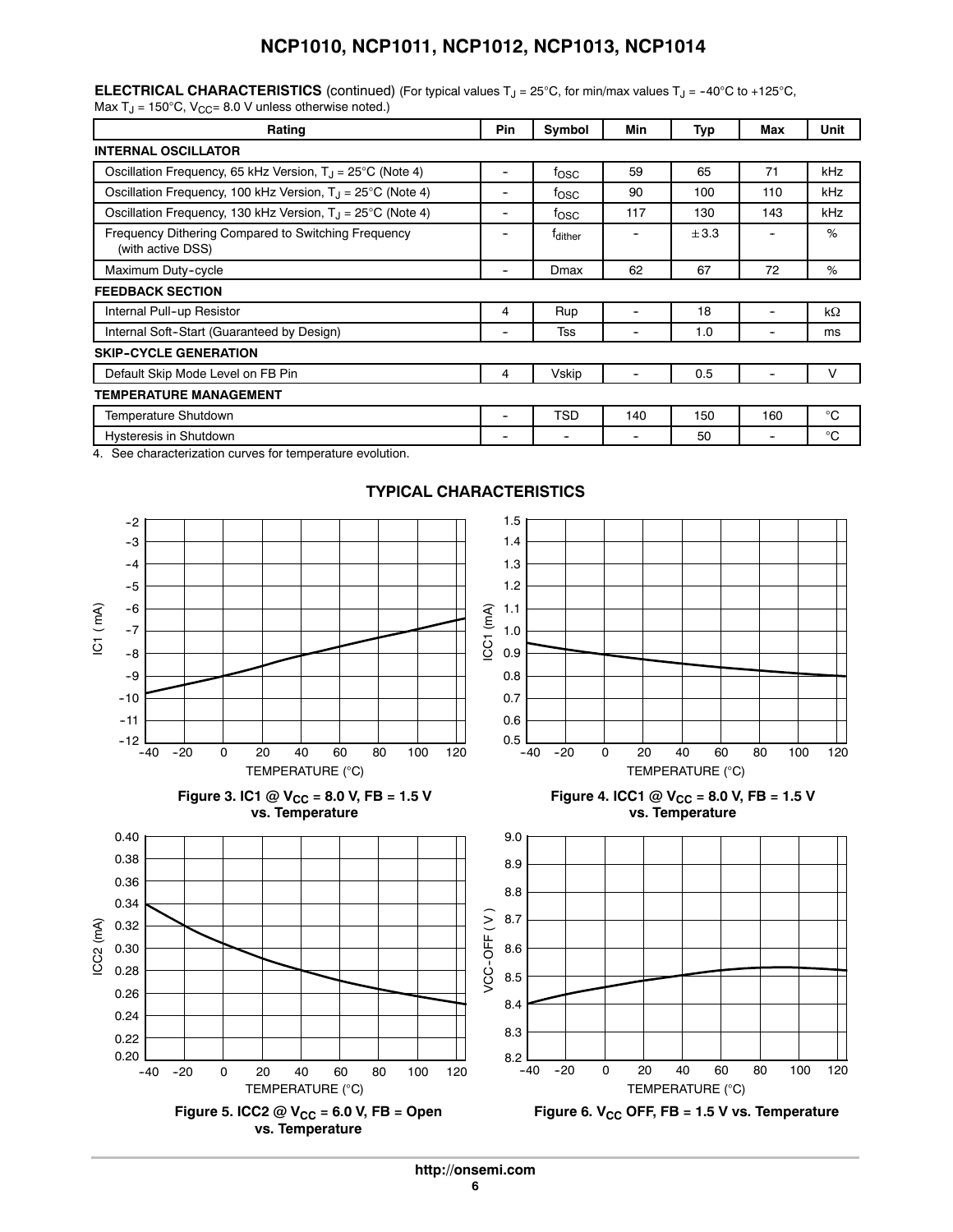**ELECTRICAL CHARACTERISTICS** (continued) (For typical values $T_J$ = 25°C, for min/max values $T_J$ = −40°C to +125°C, Max $T_J$ = 150°C, $V_{CC}$= 8.0 V unless otherwise noted.)

| Rating | Pin | Symbol | Min | Typ | Max | Unit |
|---|---|---|---|---|---|---|
| **INTERNAL OSCILLATOR** | | | | | | |
| Oscillation Frequency, 65 kHz Version, $T_J$ = 25°C (Note 4) | - | $f_{OSC}$ | 59 | 65 | 71 | kHz |
| Oscillation Frequency, 100 kHz Version, $T_J$ = 25°C (Note 4) | - | $f_{OSC}$ | 90 | 100 | 110 | kHz |
| Oscillation Frequency, 130 kHz Version, $T_J$ = 25°C (Note 4) | - | $f_{OSC}$ | 117 | 130 | 143 | kHz |
| Frequency Dithering Compared to Switching Frequency (with active DSS) | - | $f_{dither}$ | - | ±3.3 | - | % |
| Maximum Duty-cycle | - | Dmax | 62 | 67 | 72 | % |
| **FEEDBACK SECTION** | | | | | | |
| Internal Pull-up Resistor | 4 | Rup | - | 18 | - | kΩ |
| Internal Soft-Start (Guaranteed by Design) | - | Tss | - | 1.0 | - | ms |
| **SKIP-CYCLE GENERATION** | | | | | | |
| Default Skip Mode Level on FB Pin | 4 | Vskip | - | 0.5 | - | V |
| **TEMPERATURE MANAGEMENT** | | | | | | |
| Temperature Shutdown | - | TSD | 140 | 150 | 160 | °C |
| Hysteresis in Shutdown | - | - | - | 50 | - | °C |

4. See characterization curves for temperature evolution.

## TYPICAL CHARACTERISTICS

**Figure 3. IC1 @ $V_{CC}$ = 8.0 V, FB = 1.5 V vs. Temperature**

**Figure 4. ICC1 @ $V_{CC}$ = 8.0 V, FB = 1.5 V vs. Temperature**

**Figure 5. ICC2 @ $V_{CC}$ = 6.0 V, FB = Open vs. Temperature**

**Figure 6. $V_{CC}$ OFF, FB = 1.5 V vs. Temperature**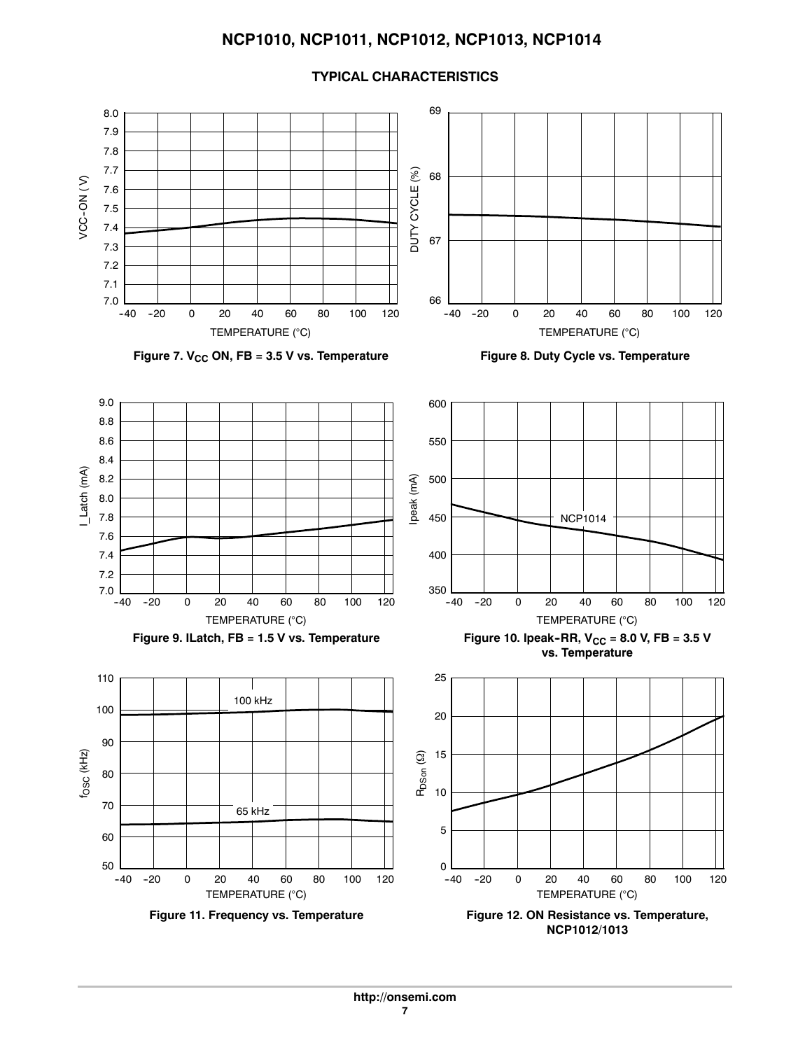## TYPICAL CHARACTERISTICS

Figure 7. $V_{CC}$ ON, FB = 3.5 V vs. Temperature

Figure 8. Duty Cycle vs. Temperature

Figure 9. ILatch, FB = 1.5 V vs. Temperature

Figure 10. Ipeak-RR, $V_{CC}$ = 8.0 V, FB = 3.5 V vs. Temperature

Figure 11. Frequency vs. Temperature

Figure 12. ON Resistance vs. Temperature, NCP1012/1013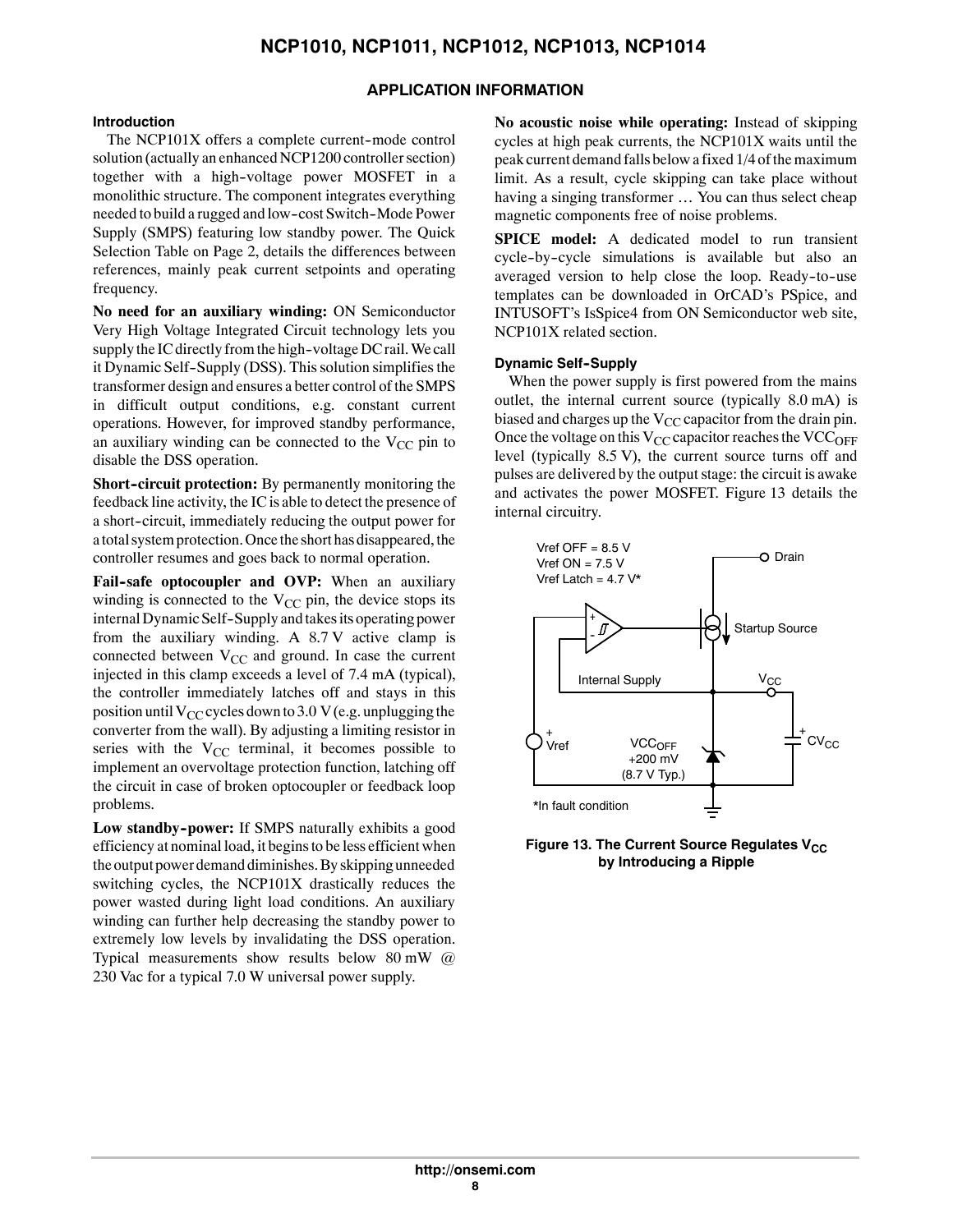## APPLICATION INFORMATION

### Introduction

The NCP101X offers a complete current-mode control solution (actually an enhanced NCP1200 controller section) together with a high-voltage power MOSFET in a monolithic structure. The component integrates everything needed to build a rugged and low-cost Switch-Mode Power Supply (SMPS) featuring low standby power. The Quick Selection Table on Page 2, details the differences between references, mainly peak current setpoints and operating frequency.

**No need for an auxiliary winding:** ON Semiconductor Very High Voltage Integrated Circuit technology lets you supply the IC directly from the high-voltage DC rail. We call it Dynamic Self-Supply (DSS). This solution simplifies the transformer design and ensures a better control of the SMPS in difficult output conditions, e.g. constant current operations. However, for improved standby performance, an auxiliary winding can be connected to the $V_{CC}$ pin to disable the DSS operation.

**Short-circuit protection:** By permanently monitoring the feedback line activity, the IC is able to detect the presence of a short-circuit, immediately reducing the output power for a total system protection. Once the short has disappeared, the controller resumes and goes back to normal operation.

**Fail-safe optocoupler and OVP:** When an auxiliary winding is connected to the $V_{CC}$ pin, the device stops its internal Dynamic Self-Supply and takes its operating power from the auxiliary winding. A 8.7 V active clamp is connected between $V_{CC}$ and ground. In case the current injected in this clamp exceeds a level of 7.4 mA (typical), the controller immediately latches off and stays in this position until $V_{CC}$ cycles down to 3.0 V (e.g. unplugging the converter from the wall). By adjusting a limiting resistor in series with the $V_{CC}$ terminal, it becomes possible to implement an overvoltage protection function, latching off the circuit in case of broken optocoupler or feedback loop problems.

**Low standby-power:** If SMPS naturally exhibits a good efficiency at nominal load, it begins to be less efficient when the output power demand diminishes. By skipping unneeded switching cycles, the NCP101X drastically reduces the power wasted during light load conditions. An auxiliary winding can further help decreasing the standby power to extremely low levels by invalidating the DSS operation. Typical measurements show results below 80 mW @ 230 Vac for a typical 7.0 W universal power supply.

**No acoustic noise while operating:** Instead of skipping cycles at high peak currents, the NCP101X waits until the peak current demand falls below a fixed 1/4 of the maximum limit. As a result, cycle skipping can take place without having a singing transformer … You can thus select cheap magnetic components free of noise problems.

**SPICE model:** A dedicated model to run transient cycle-by-cycle simulations is available but also an averaged version to help close the loop. Ready-to-use templates can be downloaded in OrCAD's PSpice, and INTUSOFT's IsSpice4 from ON Semiconductor web site, NCP101X related section.

### Dynamic Self-Supply

When the power supply is first powered from the mains outlet, the internal current source (typically 8.0 mA) is biased and charges up the $V_{CC}$ capacitor from the drain pin. Once the voltage on this $V_{CC}$ capacitor reaches the $VCC_{OFF}$ level (typically 8.5 V), the current source turns off and pulses are delivered by the output stage: the circuit is awake and activates the power MOSFET. Figure 13 details the internal circuitry.

Vref OFF = 8.5 V
Vref ON = 7.5 V
Vref Latch = 4.7 V*

Drain · Startup Source · Internal Supply · $V_{CC}$ · Vref · $VCC_{OFF}$ +200 mV (8.7 V Typ.) · $CV_{CC}$

*In fault condition

**Figure 13. The Current Source Regulates $V_{CC}$ by Introducing a Ripple**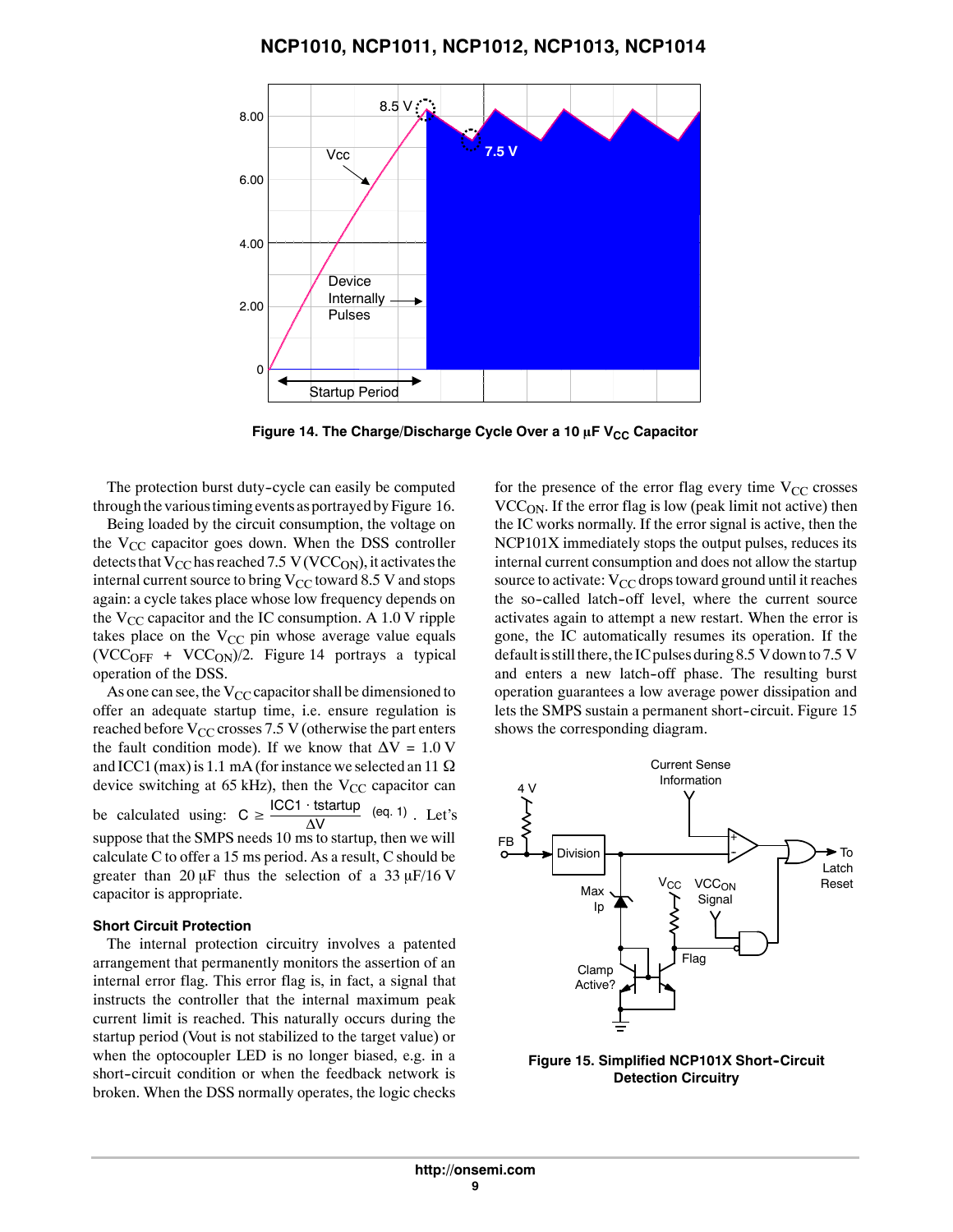Figure 14. The Charge/Discharge Cycle Over a 10 μF $V_{CC}$ Capacitor

The protection burst duty-cycle can easily be computed through the various timing events as portrayed by Figure 16.

Being loaded by the circuit consumption, the voltage on the $V_{CC}$ capacitor goes down. When the DSS controller detects that $V_{CC}$ has reached 7.5 V ($VCC_{ON}$), it activates the internal current source to bring $V_{CC}$ toward 8.5 V and stops again: a cycle takes place whose low frequency depends on the $V_{CC}$ capacitor and the IC consumption. A 1.0 V ripple takes place on the $V_{CC}$ pin whose average value equals $(VCC_{OFF} + VCC_{ON})/2$. Figure 14 portrays a typical operation of the DSS.

As one can see, the $V_{CC}$ capacitor shall be dimensioned to offer an adequate startup time, i.e. ensure regulation is reached before $V_{CC}$ crosses 7.5 V (otherwise the part enters the fault condition mode). If we know that $\Delta V = 1.0$ V and ICC1 (max) is 1.1 mA (for instance we selected an 11 Ω device switching at 65 kHz), then the $V_{CC}$ capacitor can be calculated using: $C \geq \frac{ICC1 \cdot tstartup}{\Delta V}$ (eq. 1). Let's suppose that the SMPS needs 10 ms to startup, then we will calculate C to offer a 15 ms period. As a result, C should be greater than 20 μF thus the selection of a 33 μF/16 V capacitor is appropriate.

### Short Circuit Protection

The internal protection circuitry involves a patented arrangement that permanently monitors the assertion of an internal error flag. This error flag is, in fact, a signal that instructs the controller that the internal maximum peak current limit is reached. This naturally occurs during the startup period (Vout is not stabilized to the target value) or when the optocoupler LED is no longer biased, e.g. in a short-circuit condition or when the feedback network is broken. When the DSS normally operates, the logic checks for the presence of the error flag every time $V_{CC}$ crosses $VCC_{ON}$. If the error flag is low (peak limit not active) then the IC works normally. If the error signal is active, then the NCP101X immediately stops the output pulses, reduces its internal current consumption and does not allow the startup source to activate: $V_{CC}$ drops toward ground until it reaches the so-called latch-off level, where the current source activates again to attempt a new restart. When the error is gone, the IC automatically resumes its operation. If the default is still there, the IC pulses during 8.5 V down to 7.5 V and enters a new latch-off phase. The resulting burst operation guarantees a low average power dissipation and lets the SMPS sustain a permanent short-circuit. Figure 15 shows the corresponding diagram.

Figure 15. Simplified NCP101X Short-Circuit Detection Circuitry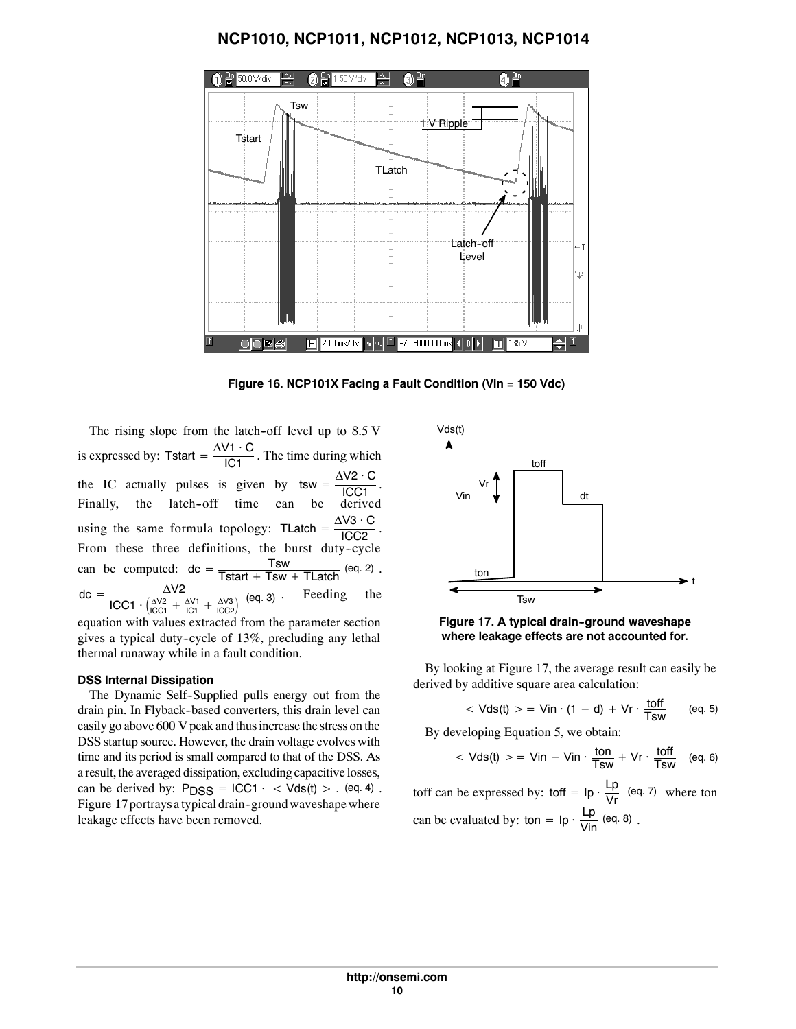Figure 16. NCP101X Facing a Fault Condition (Vin = 150 Vdc)

The rising slope from the latch-off level up to 8.5 V is expressed by: $Tstart = \frac{\Delta V1 \cdot C}{IC1}$. The time during which the IC actually pulses is given by $tsw = \frac{\Delta V2 \cdot C}{ICC1}$. Finally, the latch-off time can be derived using the same formula topology: $TLatch = \frac{\Delta V3 \cdot C}{ICC2}$. From these three definitions, the burst duty-cycle can be computed: $dc = \frac{Tsw}{Tstart + Tsw + TLatch}$ (eq. 2). $dc = \frac{\Delta V2}{ICC1 \cdot \left(\frac{\Delta V2}{ICC1} + \frac{\Delta V1}{IC1} + \frac{\Delta V3}{ICC2}\right)}$ (eq. 3). Feeding the equation with values extracted from the parameter section gives a typical duty-cycle of 13%, precluding any lethal thermal runaway while in a fault condition.

### DSS Internal Dissipation

The Dynamic Self-Supplied pulls energy out from the drain pin. In Flyback-based converters, this drain level can easily go above 600 V peak and thus increase the stress on the DSS startup source. However, the drain voltage evolves with time and its period is small compared to that of the DSS. As a result, the averaged dissipation, excluding capacitive losses, can be derived by: $P_{DSS} = ICC1 \cdot < Vds(t) >$ (eq. 4). Figure 17 portrays a typical drain-ground waveshape where leakage effects have been removed.

Figure 17. A typical drain-ground waveshape where leakage effects are not accounted for.

By looking at Figure 17, the average result can easily be derived by additive square area calculation:

$$< Vds(t) > = Vin \cdot (1 - d) + Vr \cdot \frac{toff}{Tsw} \quad \text{(eq. 5)}$$

By developing Equation 5, we obtain:

$$< Vds(t) > = Vin - Vin \cdot \frac{ton}{Tsw} + Vr \cdot \frac{toff}{Tsw} \quad \text{(eq. 6)}$$

toff can be expressed by: $toff = Ip \cdot \frac{Lp}{Vr}$ (eq. 7) where ton can be evaluated by: $ton = Ip \cdot \frac{Lp}{Vin}$ (eq. 8).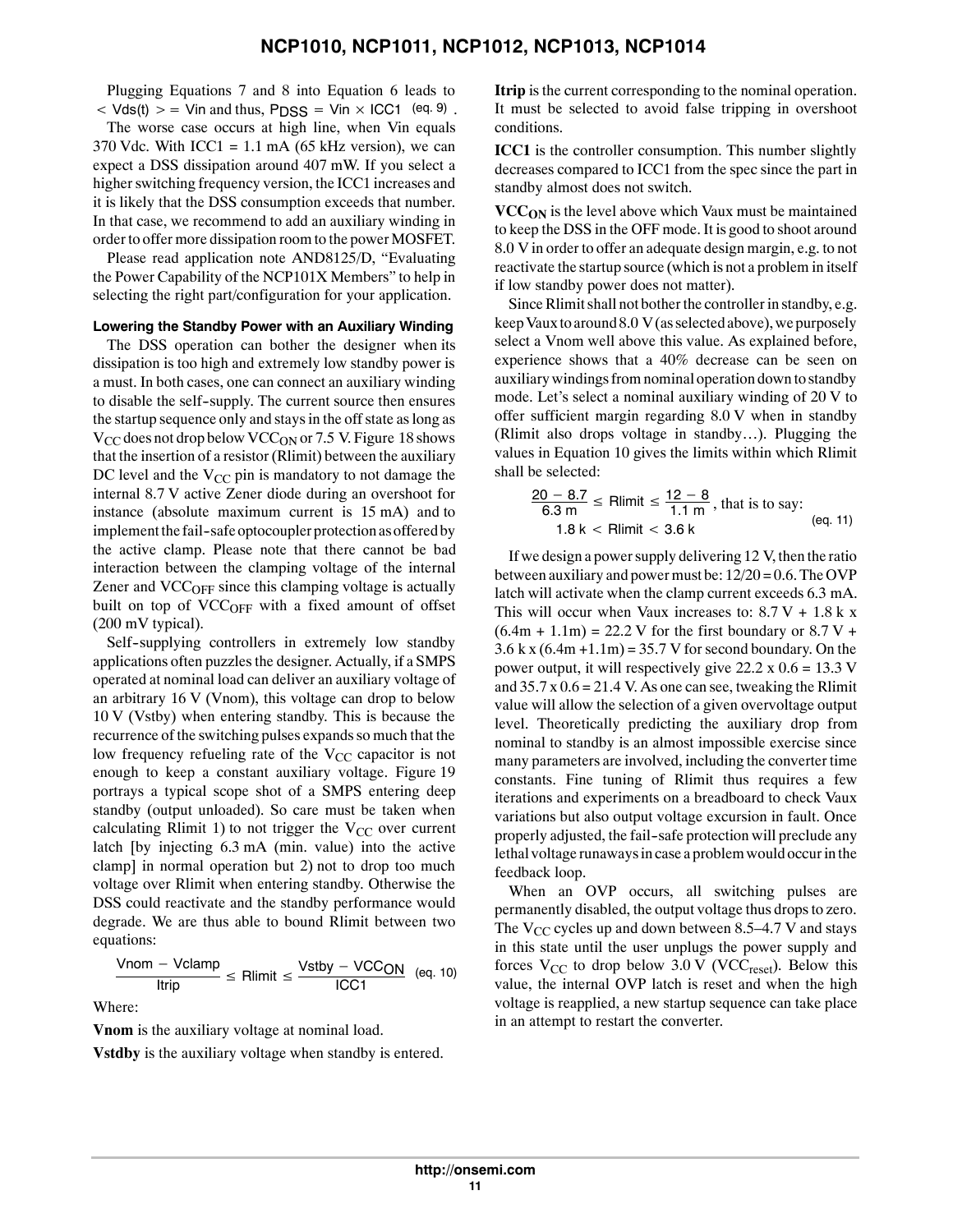Plugging Equations 7 and 8 into Equation 6 leads to $< Vds(t) > = Vin$ and thus, $P_{DSS} = Vin \times ICC1$ (eq. 9) .

The worse case occurs at high line, when Vin equals 370 Vdc. With ICC1 = 1.1 mA (65 kHz version), we can expect a DSS dissipation around 407 mW. If you select a higher switching frequency version, the ICC1 increases and it is likely that the DSS consumption exceeds that number. In that case, we recommend to add an auxiliary winding in order to offer more dissipation room to the power MOSFET.

Please read application note AND8125/D, "Evaluating the Power Capability of the NCP101X Members" to help in selecting the right part/configuration for your application.

#### Lowering the Standby Power with an Auxiliary Winding

The DSS operation can bother the designer when its dissipation is too high and extremely low standby power is a must. In both cases, one can connect an auxiliary winding to disable the self-supply. The current source then ensures the startup sequence only and stays in the off state as long as $V_{CC}$ does not drop below $VCC_{ON}$ or 7.5 V. Figure 18 shows that the insertion of a resistor (Rlimit) between the auxiliary DC level and the $V_{CC}$ pin is mandatory to not damage the internal 8.7 V active Zener diode during an overshoot for instance (absolute maximum current is 15 mA) and to implement the fail-safe optocoupler protection as offered by the active clamp. Please note that there cannot be bad interaction between the clamping voltage of the internal Zener and $VCC_{OFF}$ since this clamping voltage is actually built on top of $VCC_{OFF}$ with a fixed amount of offset (200 mV typical).

Self-supplying controllers in extremely low standby applications often puzzles the designer. Actually, if a SMPS operated at nominal load can deliver an auxiliary voltage of an arbitrary 16 V (Vnom), this voltage can drop to below 10 V (Vstby) when entering standby. This is because the recurrence of the switching pulses expands so much that the low frequency refueling rate of the $V_{CC}$ capacitor is not enough to keep a constant auxiliary voltage. Figure 19 portrays a typical scope shot of a SMPS entering deep standby (output unloaded). So care must be taken when calculating Rlimit 1) to not trigger the $V_{CC}$ over current latch [by injecting 6.3 mA (min. value) into the active clamp] in normal operation but 2) not to drop too much voltage over Rlimit when entering standby. Otherwise the DSS could reactivate and the standby performance would degrade. We are thus able to bound Rlimit between two equations:

$$\frac{Vnom - Vclamp}{Itrip} \leq Rlimit \leq \frac{Vstby - VCC_{ON}}{ICC1} \quad \text{(eq. 10)}$$

Where:

**Vnom** is the auxiliary voltage at nominal load.

**Vstdby** is the auxiliary voltage when standby is entered.

**Itrip** is the current corresponding to the nominal operation. It must be selected to avoid false tripping in overshoot conditions.

**ICC1** is the controller consumption. This number slightly decreases compared to ICC1 from the spec since the part in standby almost does not switch.

**$VCC_{ON}$** is the level above which Vaux must be maintained to keep the DSS in the OFF mode. It is good to shoot around 8.0 V in order to offer an adequate design margin, e.g. to not reactivate the startup source (which is not a problem in itself if low standby power does not matter).

Since Rlimit shall not bother the controller in standby, e.g. keep Vaux to around 8.0 V (as selected above), we purposely select a Vnom well above this value. As explained before, experience shows that a 40% decrease can be seen on auxiliary windings from nominal operation down to standby mode. Let's select a nominal auxiliary winding of 20 V to offer sufficient margin regarding 8.0 V when in standby (Rlimit also drops voltage in standby…). Plugging the values in Equation 10 gives the limits within which Rlimit shall be selected:

$$\frac{20 - 8.7}{6.3\,m} \leq Rlimit \leq \frac{12 - 8}{1.1\,m}\text{, that is to say:} \quad 1.8\,k < Rlimit < 3.6\,k \quad \text{(eq. 11)}$$

If we design a power supply delivering 12 V, then the ratio between auxiliary and power must be: 12/20 = 0.6. The OVP latch will activate when the clamp current exceeds 6.3 mA. This will occur when Vaux increases to: 8.7 V + 1.8 k x (6.4m + 1.1m) = 22.2 V for the first boundary or 8.7 V + 3.6 k x (6.4m +1.1m) = 35.7 V for second boundary. On the power output, it will respectively give 22.2 x 0.6 = 13.3 V and 35.7 x 0.6 = 21.4 V. As one can see, tweaking the Rlimit value will allow the selection of a given overvoltage output level. Theoretically predicting the auxiliary drop from nominal to standby is an almost impossible exercise since many parameters are involved, including the converter time constants. Fine tuning of Rlimit thus requires a few iterations and experiments on a breadboard to check Vaux variations but also output voltage excursion in fault. Once properly adjusted, the fail-safe protection will preclude any lethal voltage runaways in case a problem would occur in the feedback loop.

When an OVP occurs, all switching pulses are permanently disabled, the output voltage thus drops to zero. The $V_{CC}$ cycles up and down between 8.5–4.7 V and stays in this state until the user unplugs the power supply and forces $V_{CC}$ to drop below 3.0 V ($VCC_{reset}$). Below this value, the internal OVP latch is reset and when the high voltage is reapplied, a new startup sequence can take place in an attempt to restart the converter.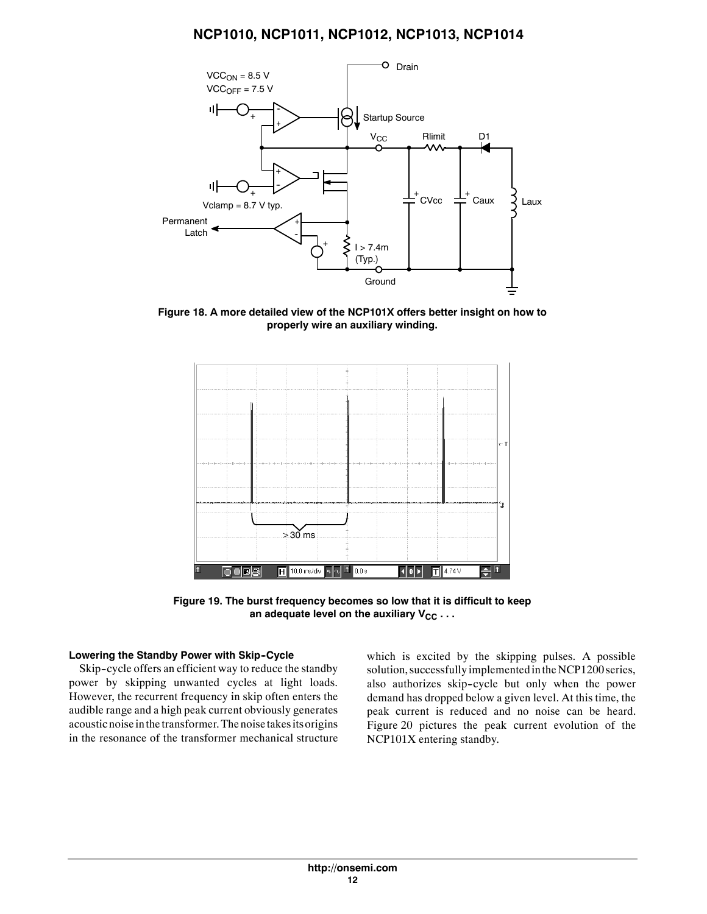**Figure 18. A more detailed view of the NCP101X offers better insight on how to properly wire an auxiliary winding.**

**Figure 19. The burst frequency becomes so low that it is difficult to keep an adequate level on the auxiliary $V_{CC}$ . . .**

#### Lowering the Standby Power with Skip-Cycle

Skip-cycle offers an efficient way to reduce the standby power by skipping unwanted cycles at light loads. However, the recurrent frequency in skip often enters the audible range and a high peak current obviously generates acoustic noise in the transformer. The noise takes its origins in the resonance of the transformer mechanical structure which is excited by the skipping pulses. A possible solution, successfully implemented in the NCP1200 series, also authorizes skip-cycle but only when the power demand has dropped below a given level. At this time, the peak current is reduced and no noise can be heard. Figure 20 pictures the peak current evolution of the NCP101X entering standby.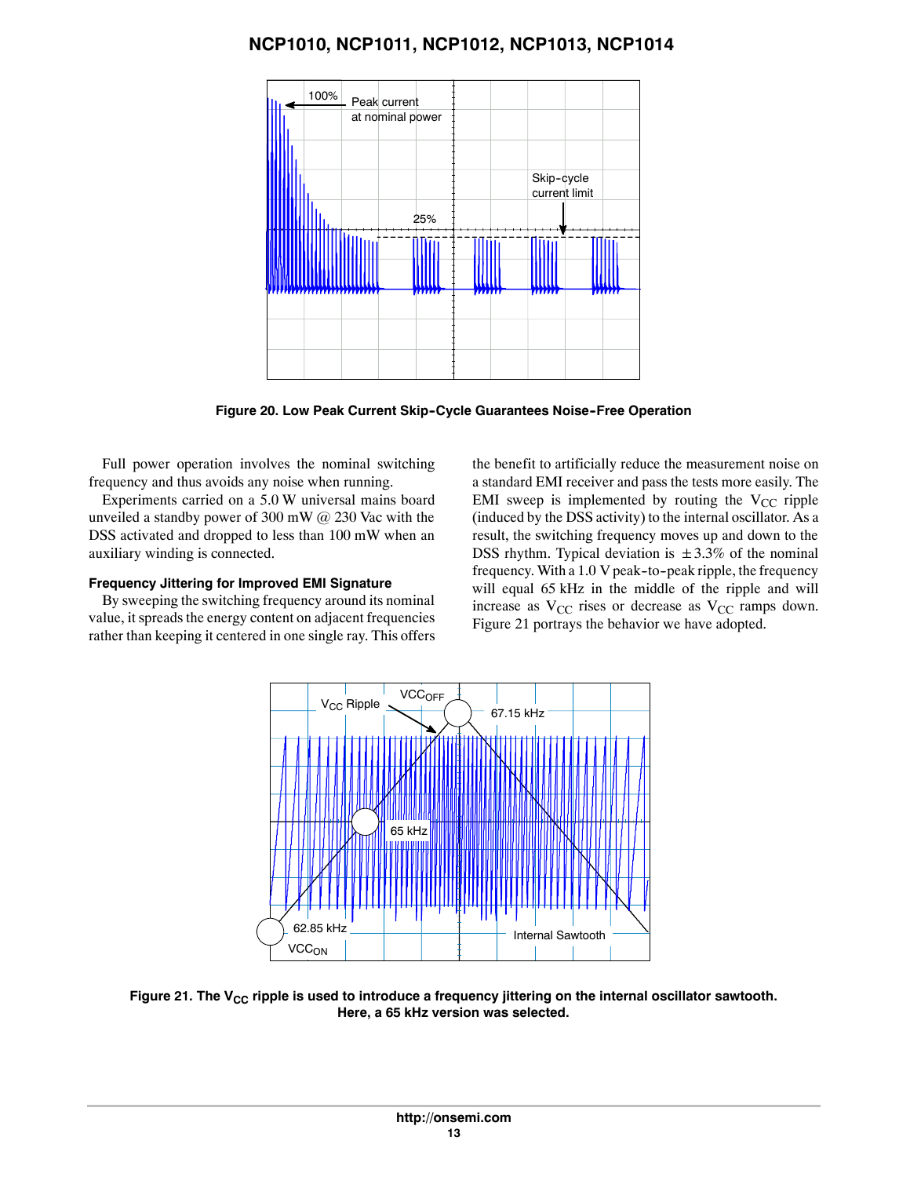Figure 20. Low Peak Current Skip-Cycle Guarantees Noise-Free Operation

Full power operation involves the nominal switching frequency and thus avoids any noise when running.

Experiments carried on a 5.0 W universal mains board unveiled a standby power of 300 mW @ 230 Vac with the DSS activated and dropped to less than 100 mW when an auxiliary winding is connected.

### Frequency Jittering for Improved EMI Signature

By sweeping the switching frequency around its nominal value, it spreads the energy content on adjacent frequencies rather than keeping it centered in one single ray. This offers the benefit to artificially reduce the measurement noise on a standard EMI receiver and pass the tests more easily. The EMI sweep is implemented by routing the $V_{CC}$ ripple (induced by the DSS activity) to the internal oscillator. As a result, the switching frequency moves up and down to the DSS rhythm. Typical deviation is ±3.3% of the nominal frequency. With a 1.0 V peak-to-peak ripple, the frequency will equal 65 kHz in the middle of the ripple and will increase as $V_{CC}$ rises or decrease as $V_{CC}$ ramps down. Figure 21 portrays the behavior we have adopted.

Figure 21. The $V_{CC}$ ripple is used to introduce a frequency jittering on the internal oscillator sawtooth. Here, a 65 kHz version was selected.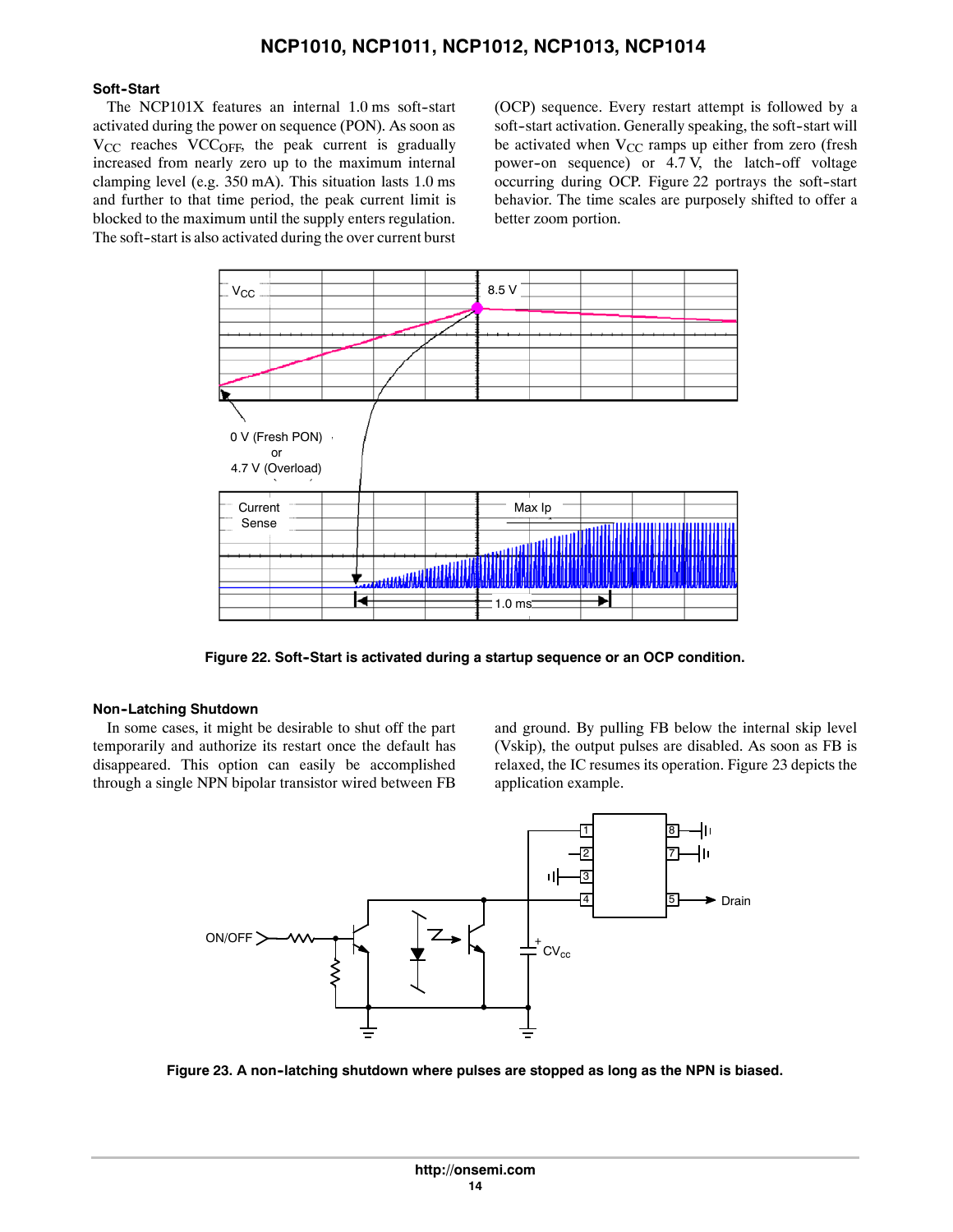### Soft-Start

The NCP101X features an internal 1.0 ms soft-start activated during the power on sequence (PON). As soon as $V_{CC}$ reaches $VCC_{OFF}$, the peak current is gradually increased from nearly zero up to the maximum internal clamping level (e.g. 350 mA). This situation lasts 1.0 ms and further to that time period, the peak current limit is blocked to the maximum until the supply enters regulation. The soft-start is also activated during the over current burst (OCP) sequence. Every restart attempt is followed by a soft-start activation. Generally speaking, the soft-start will be activated when $V_{CC}$ ramps up either from zero (fresh power-on sequence) or 4.7 V, the latch-off voltage occurring during OCP. Figure 22 portrays the soft-start behavior. The time scales are purposely shifted to offer a better zoom portion.

**Figure 22. Soft-Start is activated during a startup sequence or an OCP condition.**

### Non-Latching Shutdown

In some cases, it might be desirable to shut off the part temporarily and authorize its restart once the default has disappeared. This option can easily be accomplished through a single NPN bipolar transistor wired between FB and ground. By pulling FB below the internal skip level (Vskip), the output pulses are disabled. As soon as FB is relaxed, the IC resumes its operation. Figure 23 depicts the application example.

**Figure 23. A non-latching shutdown where pulses are stopped as long as the NPN is biased.**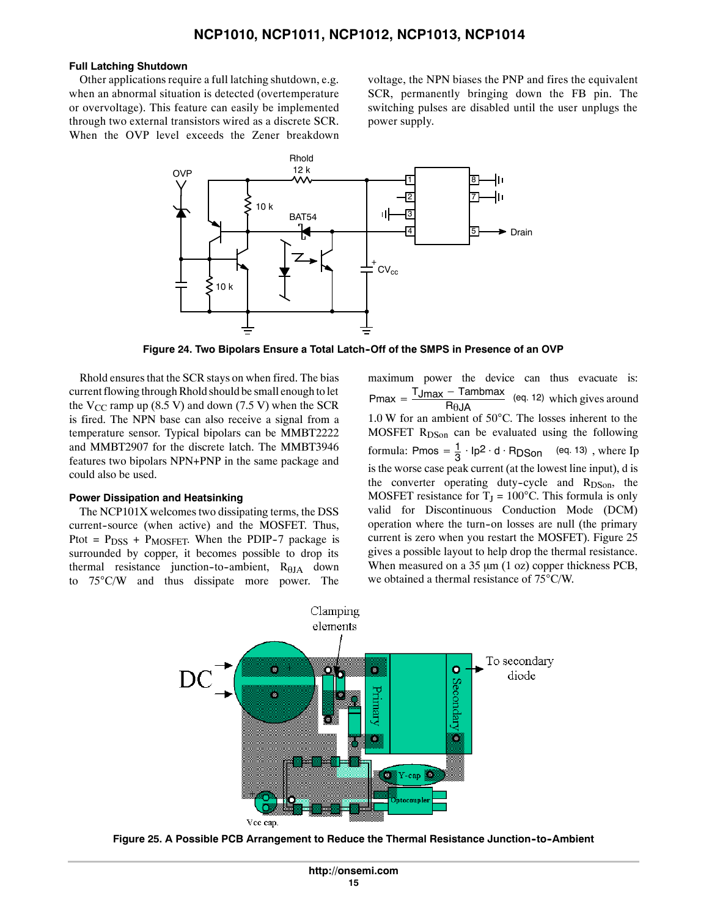### Full Latching Shutdown

Other applications require a full latching shutdown, e.g. when an abnormal situation is detected (overtemperature or overvoltage). This feature can easily be implemented through two external transistors wired as a discrete SCR. When the OVP level exceeds the Zener breakdown voltage, the NPN biases the PNP and fires the equivalent SCR, permanently bringing down the FB pin. The switching pulses are disabled until the user unplugs the power supply.

**Figure 24. Two Bipolars Ensure a Total Latch-Off of the SMPS in Presence of an OVP**

Rhold ensures that the SCR stays on when fired. The bias current flowing through Rhold should be small enough to let the $V_{CC}$ ramp up (8.5 V) and down (7.5 V) when the SCR is fired. The NPN base can also receive a signal from a temperature sensor. Typical bipolars can be MMBT2222 and MMBT2907 for the discrete latch. The MMBT3946 features two bipolars NPN+PNP in the same package and could also be used.

### Power Dissipation and Heatsinking

The NCP101X welcomes two dissipating terms, the DSS current-source (when active) and the MOSFET. Thus, $P_{tot} = P_{DSS} + P_{MOSFET}$. When the PDIP-7 package is surrounded by copper, it becomes possible to drop its thermal resistance junction-to-ambient, $R_{\theta JA}$ down to 75°C/W and thus dissipate more power. The maximum power the device can thus evacuate is:

$$Pmax = \frac{T_{Jmax} - Tambmax}{R_{\theta JA}} \quad \text{(eq. 12)}$$

which gives around 1.0 W for an ambient of 50°C. The losses inherent to the MOSFET $R_{DSon}$ can be evaluated using the following formula:

$$Pmos = \frac{1}{3} \cdot Ip^2 \cdot d \cdot R_{DSon} \quad \text{(eq. 13)}$$

where Ip is the worse case peak current (at the lowest line input), d is the converter operating duty-cycle and $R_{DSon}$, the MOSFET resistance for $T_J$ = 100°C. This formula is only valid for Discontinuous Conduction Mode (DCM) operation where the turn-on losses are null (the primary current is zero when you restart the MOSFET). Figure 25 gives a possible layout to help drop the thermal resistance. When measured on a 35 μm (1 oz) copper thickness PCB, we obtained a thermal resistance of 75°C/W.

**Figure 25. A Possible PCB Arrangement to Reduce the Thermal Resistance Junction-to-Ambient**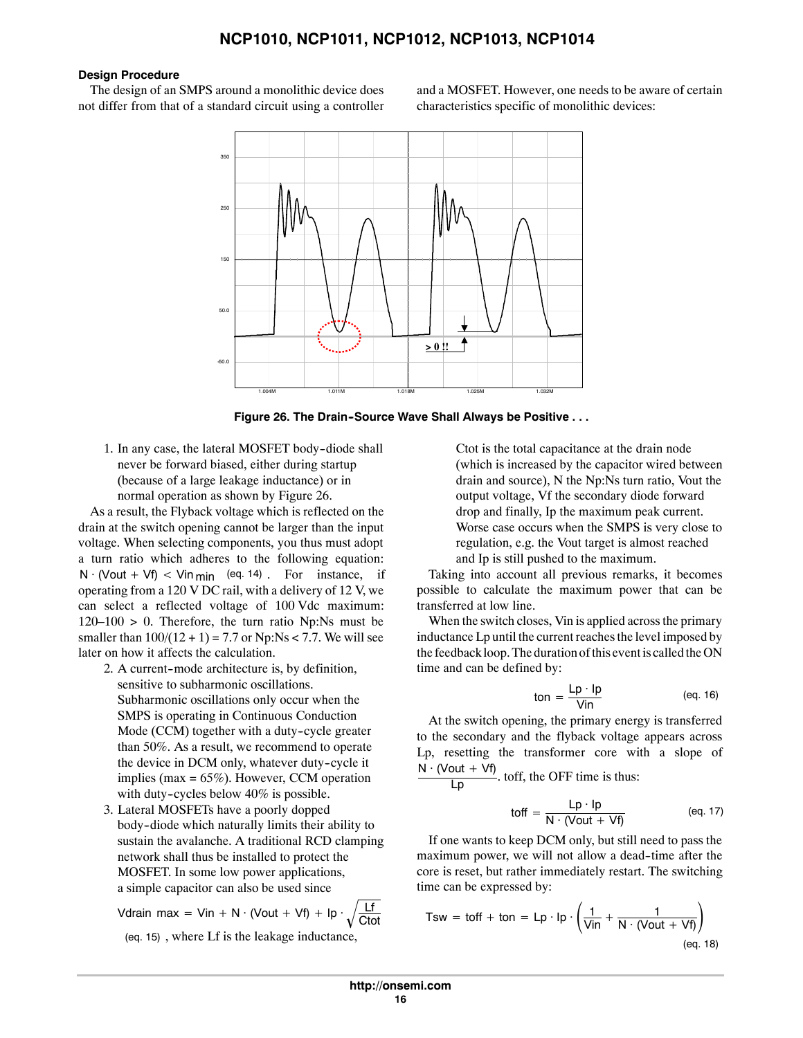### Design Procedure

The design of an SMPS around a monolithic device does not differ from that of a standard circuit using a controller and a MOSFET. However, one needs to be aware of certain characteristics specific of monolithic devices:

**Figure 26. The Drain-Source Wave Shall Always be Positive . . .**

1. In any case, the lateral MOSFET body-diode shall never be forward biased, either during startup (because of a large leakage inductance) or in normal operation as shown by Figure 26.

As a result, the Flyback voltage which is reflected on the drain at the switch opening cannot be larger than the input voltage. When selecting components, you thus must adopt a turn ratio which adheres to the following equation: $N \cdot (Vout + Vf) < Vin_{min}$ (eq. 14). For instance, if operating from a 120 V DC rail, with a delivery of 12 V, we can select a reflected voltage of 100 Vdc maximum: 120–100 > 0. Therefore, the turn ratio Np:Ns must be smaller than 100/(12 + 1) = 7.7 or Np:Ns < 7.7. We will see later on how it affects the calculation.

2. A current-mode architecture is, by definition, sensitive to subharmonic oscillations. Subharmonic oscillations only occur when the SMPS is operating in Continuous Conduction Mode (CCM) together with a duty-cycle greater than 50%. As a result, we recommend to operate the device in DCM only, whatever duty-cycle it implies (max = 65%). However, CCM operation with duty-cycles below 40% is possible.
3. Lateral MOSFETs have a poorly dopped body-diode which naturally limits their ability to sustain the avalanche. A traditional RCD clamping network shall thus be installed to protect the MOSFET. In some low power applications, a simple capacitor can also be used since

$$Vdrain\ max = Vin + N \cdot (Vout + Vf) + Ip \cdot \sqrt{\frac{Lf}{Ctot}}$$

(eq. 15), where Lf is the leakage inductance, Ctot is the total capacitance at the drain node (which is increased by the capacitor wired between drain and source), N the Np:Ns turn ratio, Vout the output voltage, Vf the secondary diode forward drop and finally, Ip the maximum peak current. Worse case occurs when the SMPS is very close to regulation, e.g. the Vout target is almost reached and Ip is still pushed to the maximum.

Taking into account all previous remarks, it becomes possible to calculate the maximum power that can be transferred at low line.

When the switch closes, Vin is applied across the primary inductance Lp until the current reaches the level imposed by the feedback loop. The duration of this event is called the ON time and can be defined by:

$$ton = \frac{Lp \cdot Ip}{Vin} \quad \text{(eq. 16)}$$

At the switch opening, the primary energy is transferred to the secondary and the flyback voltage appears across Lp, resetting the transformer core with a slope of $\frac{N \cdot (Vout + Vf)}{Lp}$. toff, the OFF time is thus:

$$toff = \frac{Lp \cdot Ip}{N \cdot (Vout + Vf)} \quad \text{(eq. 17)}$$

If one wants to keep DCM only, but still need to pass the maximum power, we will not allow a dead-time after the core is reset, but rather immediately restart. The switching time can be expressed by:

$$Tsw = toff + ton = Lp \cdot Ip \cdot \left(\frac{1}{Vin} + \frac{1}{N \cdot (Vout + Vf)}\right) \quad \text{(eq. 18)}$$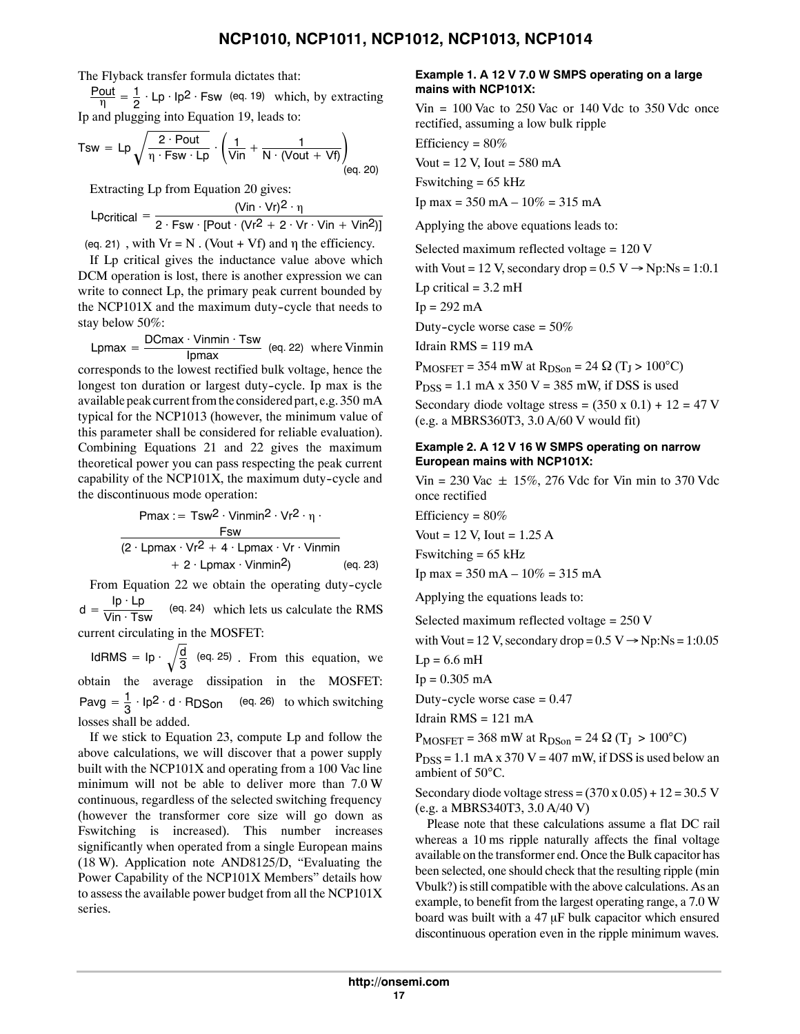The Flyback transfer formula dictates that:

$$\frac{Pout}{\eta} = \frac{1}{2} \cdot Lp \cdot Ip^2 \cdot Fsw \quad \text{(eq. 19)}$$

which, by extracting Ip and plugging into Equation 19, leads to:

$$Tsw = Lp\sqrt{\frac{2 \cdot Pout}{\eta \cdot Fsw \cdot Lp}} \cdot \left(\frac{1}{Vin} + \frac{1}{N \cdot (Vout + Vf)}\right) \quad \text{(eq. 20)}$$

Extracting Lp from Equation 20 gives:

$$Lp_{critical} = \frac{(Vin \cdot Vr)^2 \cdot \eta}{2 \cdot Fsw \cdot [Pout \cdot (Vr^2 + 2 \cdot Vr \cdot Vin + Vin^2)]} \quad \text{(eq. 21)}$$

, with $Vr = N . (Vout + Vf)$ and $\eta$ the efficiency.

If Lp critical gives the inductance value above which DCM operation is lost, there is another expression we can write to connect Lp, the primary peak current bounded by the NCP101X and the maximum duty-cycle that needs to stay below 50%:

$$Lpmax = \frac{DCmax \cdot Vinmin \cdot Tsw}{Ipmax} \quad \text{(eq. 22)}$$

where Vinmin corresponds to the lowest rectified bulk voltage, hence the longest ton duration or largest duty-cycle. Ip max is the available peak current from the considered part, e.g. 350 mA typical for the NCP1013 (however, the minimum value of this parameter shall be considered for reliable evaluation). Combining Equations 21 and 22 gives the maximum theoretical power you can pass respecting the peak current capability of the NCP101X, the maximum duty-cycle and the discontinuous mode operation:

$$Pmax := \frac{Tsw^2 \cdot Vinmin^2 \cdot Vr^2 \cdot \eta \cdot Fsw}{(2 \cdot Lpmax \cdot Vr^2 + 4 \cdot Lpmax \cdot Vr \cdot Vinmin + 2 \cdot Lpmax \cdot Vinmin^2)} \quad \text{(eq. 23)}$$

From Equation 22 we obtain the operating duty-cycle

$$d = \frac{Ip \cdot Lp}{Vin \cdot Tsw} \quad \text{(eq. 24)}$$

which lets us calculate the RMS current circulating in the MOSFET:

$$IdRMS = Ip \cdot \sqrt{\frac{d}{3}} \quad \text{(eq. 25)}$$

. From this equation, we obtain the average dissipation in the MOSFET:

$$Pavg = \frac{1}{3} \cdot Ip^2 \cdot d \cdot R_{DSon} \quad \text{(eq. 26)}$$

to which switching losses shall be added.

If we stick to Equation 23, compute Lp and follow the above calculations, we will discover that a power supply built with the NCP101X and operating from a 100 Vac line minimum will not be able to deliver more than 7.0 W continuous, regardless of the selected switching frequency (however the transformer core size will go down as Fswitching is increased). This number increases significantly when operated from a single European mains (18 W). Application note AND8125/D, “Evaluating the Power Capability of the NCP101X Members” details how to assess the available power budget from all the NCP101X series.

**Example 1. A 12 V 7.0 W SMPS operating on a large mains with NCP101X:**

Vin = 100 Vac to 250 Vac or 140 Vdc to 350 Vdc once rectified, assuming a low bulk ripple

Efficiency = 80%

Vout = 12 V, Iout = 580 mA

Fswitching = 65 kHz

Ip max = 350 mA – 10% = 315 mA

Applying the above equations leads to:

Selected maximum reflected voltage = 120 V

with Vout = 12 V, secondary drop = 0.5 V → Np:Ns = 1:0.1

Lp critical = 3.2 mH

Ip = 292 mA

Duty-cycle worse case = 50%

Idrain RMS = 119 mA

$P_{MOSFET}$ = 354 mW at $R_{DSon}$ = 24 Ω ($T_J$ > 100°C)

$P_{DSS}$ = 1.1 mA x 350 V = 385 mW, if DSS is used

Secondary diode voltage stress = (350 x 0.1) + 12 = 47 V (e.g. a MBRS360T3, 3.0 A/60 V would fit)

**Example 2. A 12 V 16 W SMPS operating on narrow European mains with NCP101X:**

Vin = 230 Vac ± 15%, 276 Vdc for Vin min to 370 Vdc once rectified

Efficiency = 80%

Vout = 12 V, Iout = 1.25 A

Fswitching = 65 kHz

Ip max = 350 mA – 10% = 315 mA

Applying the equations leads to:

Selected maximum reflected voltage = 250 V

with Vout = 12 V, secondary drop = 0.5 V → Np:Ns = 1:0.05

Lp = 6.6 mH

Ip = 0.305 mA

Duty-cycle worse case = 0.47

Idrain RMS = 121 mA

$P_{MOSFET}$ = 368 mW at $R_{DSon}$ = 24 Ω ($T_J$ > 100°C)

$P_{DSS}$ = 1.1 mA x 370 V = 407 mW, if DSS is used below an ambient of 50°C.

Secondary diode voltage stress = (370 x 0.05) + 12 = 30.5 V (e.g. a MBRS340T3, 3.0 A/40 V)

Please note that these calculations assume a flat DC rail whereas a 10 ms ripple naturally affects the final voltage available on the transformer end. Once the Bulk capacitor has been selected, one should check that the resulting ripple (min Vbulk?) is still compatible with the above calculations. As an example, to benefit from the largest operating range, a 7.0 W board was built with a 47 μF bulk capacitor which ensured discontinuous operation even in the ripple minimum waves.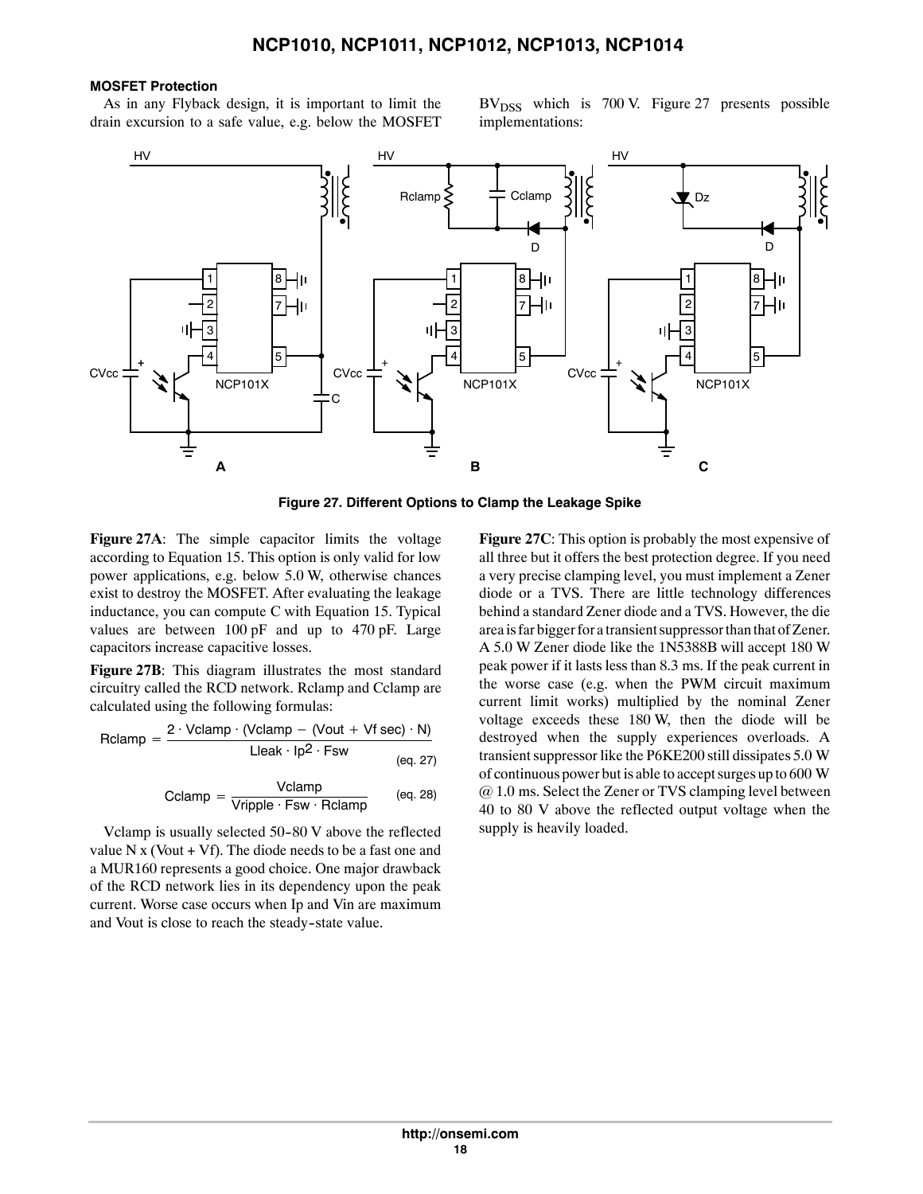### MOSFET Protection

As in any Flyback design, it is important to limit the drain excursion to a safe value, e.g. below the MOSFET $BV_{DSS}$ which is 700 V. Figure 27 presents possible implementations:

**Figure 27. Different Options to Clamp the Leakage Spike**

**Figure 27A**: The simple capacitor limits the voltage according to Equation 15. This option is only valid for low power applications, e.g. below 5.0 W, otherwise chances exist to destroy the MOSFET. After evaluating the leakage inductance, you can compute C with Equation 15. Typical values are between 100 pF and up to 470 pF. Large capacitors increase capacitive losses.

**Figure 27B**: This diagram illustrates the most standard circuitry called the RCD network. Rclamp and Cclamp are calculated using the following formulas:

$$\text{Rclamp} = \frac{2 \cdot \text{Vclamp} \cdot (\text{Vclamp} - (\text{Vout} + \text{Vf sec}) \cdot \text{N})}{\text{Lleak} \cdot \text{Ip}^2 \cdot \text{Fsw}} \qquad \text{(eq. 27)}$$

$$\text{Cclamp} = \frac{\text{Vclamp}}{\text{Vripple} \cdot \text{Fsw} \cdot \text{Rclamp}} \qquad \text{(eq. 28)}$$

Vclamp is usually selected 50-80 V above the reflected value N x (Vout + Vf). The diode needs to be a fast one and a MUR160 represents a good choice. One major drawback of the RCD network lies in its dependency upon the peak current. Worse case occurs when Ip and Vin are maximum and Vout is close to reach the steady-state value.

**Figure 27C**: This option is probably the most expensive of all three but it offers the best protection degree. If you need a very precise clamping level, you must implement a Zener diode or a TVS. There are little technology differences behind a standard Zener diode and a TVS. However, the die area is far bigger for a transient suppressor than that of Zener. A 5.0 W Zener diode like the 1N5388B will accept 180 W peak power if it lasts less than 8.3 ms. If the peak current in the worse case (e.g. when the PWM circuit maximum current limit works) multiplied by the nominal Zener voltage exceeds these 180 W, then the diode will be destroyed when the supply experiences overloads. A transient suppressor like the P6KE200 still dissipates 5.0 W of continuous power but is able to accept surges up to 600 W @ 1.0 ms. Select the Zener or TVS clamping level between 40 to 80 V above the reflected output voltage when the supply is heavily loaded.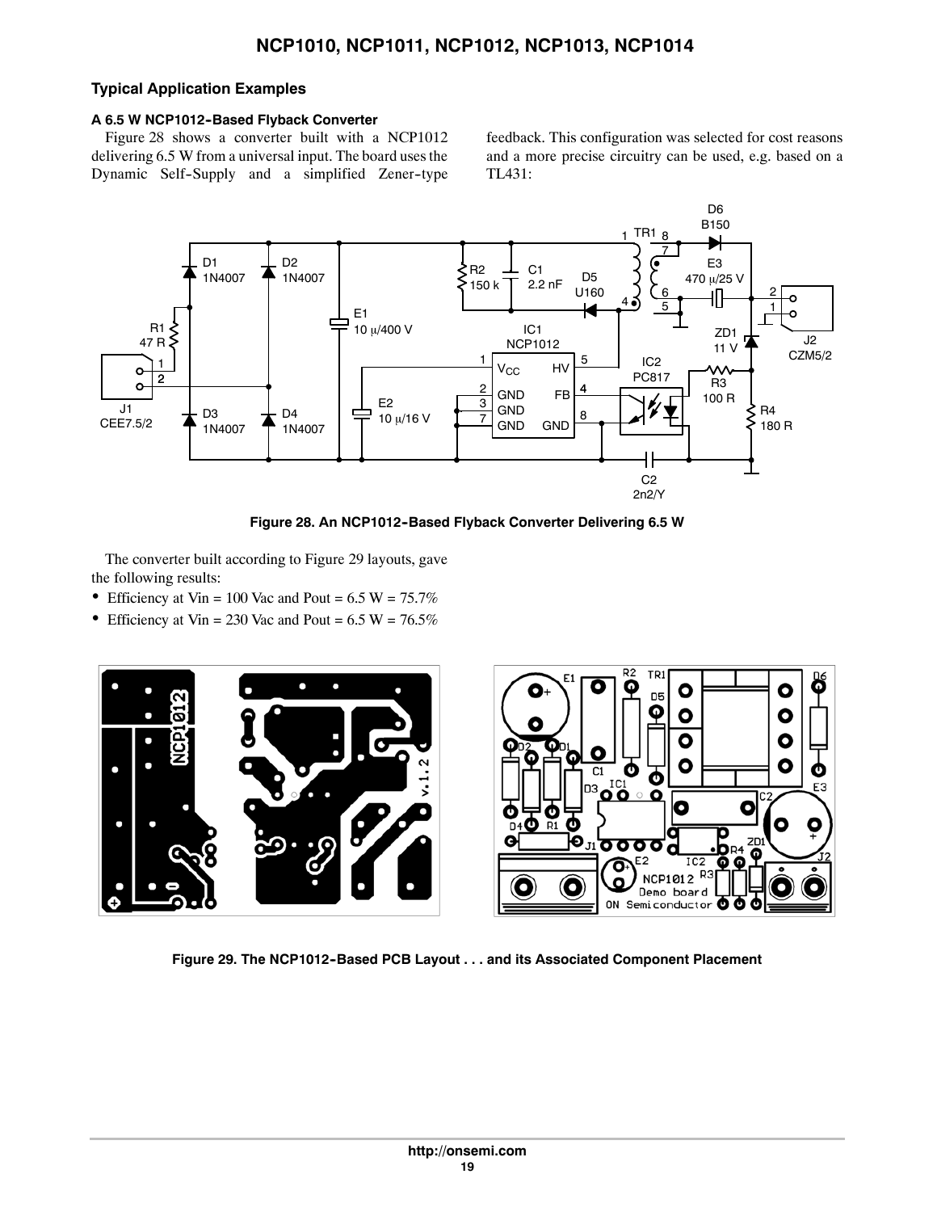## Typical Application Examples

### A 6.5 W NCP1012-Based Flyback Converter

Figure 28 shows a converter built with a NCP1012 delivering 6.5 W from a universal input. The board uses the Dynamic Self-Supply and a simplified Zener-type feedback. This configuration was selected for cost reasons and a more precise circuitry can be used, e.g. based on a TL431:

**Figure 28. An NCP1012-Based Flyback Converter Delivering 6.5 W**

The converter built according to Figure 29 layouts, gave the following results:

- Efficiency at Vin = 100 Vac and Pout = 6.5 W = 75.7%
- Efficiency at Vin = 230 Vac and Pout = 6.5 W = 76.5%

**Figure 29. The NCP1012-Based PCB Layout . . . and its Associated Component Placement**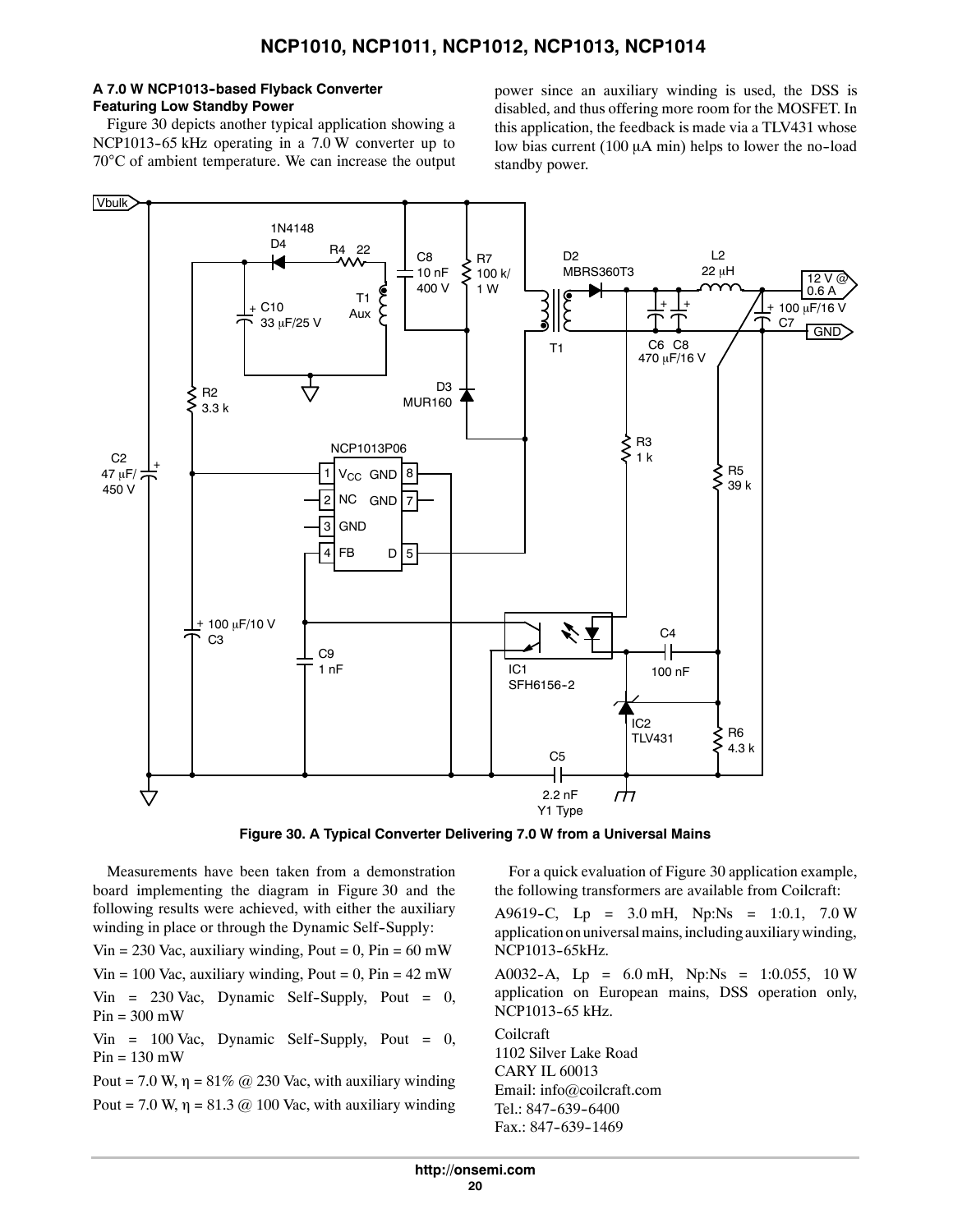### A 7.0 W NCP1013-based Flyback Converter Featuring Low Standby Power

Figure 30 depicts another typical application showing a NCP1013-65 kHz operating in a 7.0 W converter up to 70°C of ambient temperature. We can increase the output power since an auxiliary winding is used, the DSS is disabled, and thus offering more room for the MOSFET. In this application, the feedback is made via a TLV431 whose low bias current (100 μA min) helps to lower the no-load standby power.

**Figure 30. A Typical Converter Delivering 7.0 W from a Universal Mains**

Measurements have been taken from a demonstration board implementing the diagram in Figure 30 and the following results were achieved, with either the auxiliary winding in place or through the Dynamic Self-Supply:

Vin = 230 Vac, auxiliary winding, Pout = 0, Pin = 60 mW

Vin = 100 Vac, auxiliary winding, Pout = 0, Pin = 42 mW

Vin = 230 Vac, Dynamic Self-Supply, Pout = 0, Pin = 300 mW

Vin = 100 Vac, Dynamic Self-Supply, Pout = 0, Pin = 130 mW

Pout = 7.0 W, η = 81% @ 230 Vac, with auxiliary winding

Pout = 7.0 W, η = 81.3 @ 100 Vac, with auxiliary winding

For a quick evaluation of Figure 30 application example, the following transformers are available from Coilcraft:

A9619-C, Lp = 3.0 mH, Np:Ns = 1:0.1, 7.0 W application on universal mains, including auxiliary winding, NCP1013-65kHz.

A0032-A, Lp = 6.0 mH, Np:Ns = 1:0.055, 10 W application on European mains, DSS operation only, NCP1013-65 kHz.

Coilcraft
1102 Silver Lake Road
CARY IL 60013
Email: info@coilcraft.com
Tel.: 847-639-6400
Fax.: 847-639-1469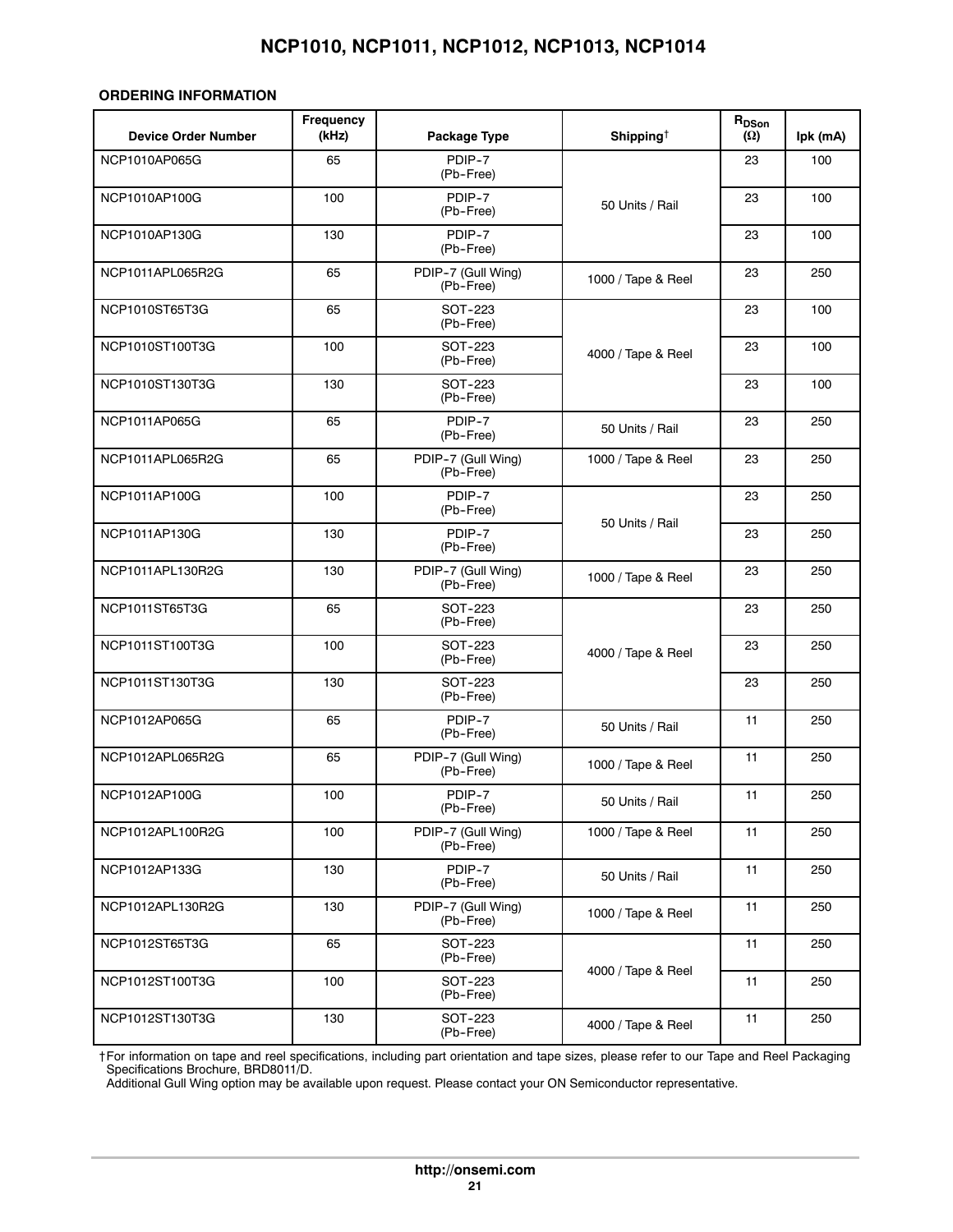**ORDERING INFORMATION**

| Device Order Number | Frequency (kHz) | Package Type | Shipping† | $R_{DSon}$ (Ω) | Ipk (mA) |
|---|---|---|---|---|---|
| NCP1010AP065G | 65 | PDIP-7 (Pb-Free) | 50 Units / Rail | 23 | 100 |
| NCP1010AP100G | 100 | PDIP-7 (Pb-Free) | 50 Units / Rail | 23 | 100 |
| NCP1010AP130G | 130 | PDIP-7 (Pb-Free) | 50 Units / Rail | 23 | 100 |
| NCP1011APL065R2G | 65 | PDIP-7 (Gull Wing) (Pb-Free) | 1000 / Tape & Reel | 23 | 250 |
| NCP1010ST65T3G | 65 | SOT-223 (Pb-Free) | 4000 / Tape & Reel | 23 | 100 |
| NCP1010ST100T3G | 100 | SOT-223 (Pb-Free) | 4000 / Tape & Reel | 23 | 100 |
| NCP1010ST130T3G | 130 | SOT-223 (Pb-Free) | 4000 / Tape & Reel | 23 | 100 |
| NCP1011AP065G | 65 | PDIP-7 (Pb-Free) | 50 Units / Rail | 23 | 250 |
| NCP1011APL065R2G | 65 | PDIP-7 (Gull Wing) (Pb-Free) | 1000 / Tape & Reel | 23 | 250 |
| NCP1011AP100G | 100 | PDIP-7 (Pb-Free) | 50 Units / Rail | 23 | 250 |
| NCP1011AP130G | 130 | PDIP-7 (Pb-Free) | 50 Units / Rail | 23 | 250 |
| NCP1011APL130R2G | 130 | PDIP-7 (Gull Wing) (Pb-Free) | 1000 / Tape & Reel | 23 | 250 |
| NCP1011ST65T3G | 65 | SOT-223 (Pb-Free) | 4000 / Tape & Reel | 23 | 250 |
| NCP1011ST100T3G | 100 | SOT-223 (Pb-Free) | 4000 / Tape & Reel | 23 | 250 |
| NCP1011ST130T3G | 130 | SOT-223 (Pb-Free) | 4000 / Tape & Reel | 23 | 250 |
| NCP1012AP065G | 65 | PDIP-7 (Pb-Free) | 50 Units / Rail | 11 | 250 |
| NCP1012APL065R2G | 65 | PDIP-7 (Gull Wing) (Pb-Free) | 1000 / Tape & Reel | 11 | 250 |
| NCP1012AP100G | 100 | PDIP-7 (Pb-Free) | 50 Units / Rail | 11 | 250 |
| NCP1012APL100R2G | 100 | PDIP-7 (Gull Wing) (Pb-Free) | 1000 / Tape & Reel | 11 | 250 |
| NCP1012AP133G | 130 | PDIP-7 (Pb-Free) | 50 Units / Rail | 11 | 250 |
| NCP1012APL130R2G | 130 | PDIP-7 (Gull Wing) (Pb-Free) | 1000 / Tape & Reel | 11 | 250 |
| NCP1012ST65T3G | 65 | SOT-223 (Pb-Free) | 4000 / Tape & Reel | 11 | 250 |
| NCP1012ST100T3G | 100 | SOT-223 (Pb-Free) | 4000 / Tape & Reel | 11 | 250 |
| NCP1012ST130T3G | 130 | SOT-223 (Pb-Free) | 4000 / Tape & Reel | 11 | 250 |

†For information on tape and reel specifications, including part orientation and tape sizes, please refer to our Tape and Reel Packaging Specifications Brochure, BRD8011/D.
Additional Gull Wing option may be available upon request. Please contact your ON Semiconductor representative.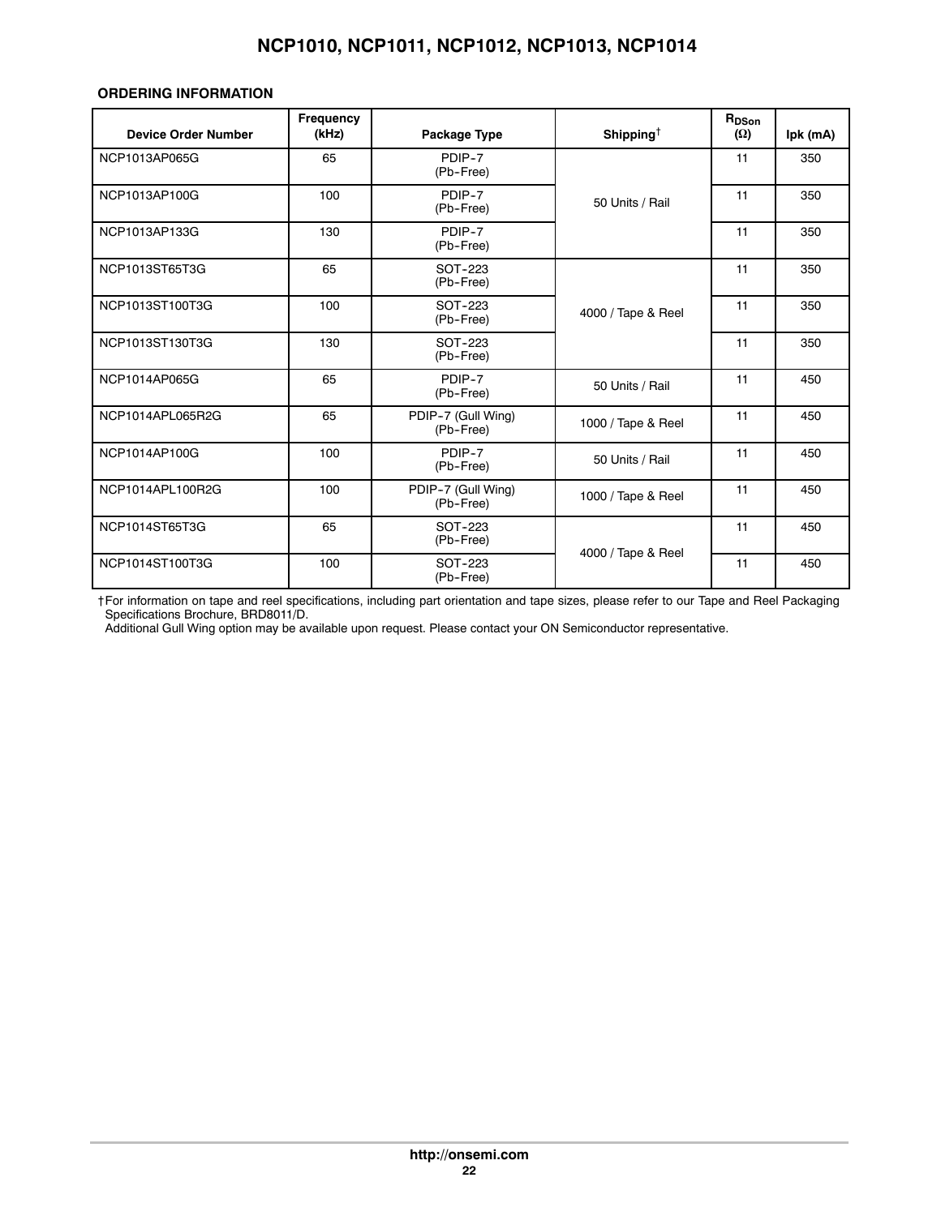### ORDERING INFORMATION

| Device Order Number | Frequency (kHz) | Package Type | Shipping† | $R_{DSon}$ (Ω) | Ipk (mA) |
|---|---|---|---|---|---|
| NCP1013AP065G | 65 | PDIP-7 (Pb-Free) | 50 Units / Rail | 11 | 350 |
| NCP1013AP100G | 100 | PDIP-7 (Pb-Free) | 50 Units / Rail | 11 | 350 |
| NCP1013AP133G | 130 | PDIP-7 (Pb-Free) | 50 Units / Rail | 11 | 350 |
| NCP1013ST65T3G | 65 | SOT-223 (Pb-Free) | 4000 / Tape & Reel | 11 | 350 |
| NCP1013ST100T3G | 100 | SOT-223 (Pb-Free) | 4000 / Tape & Reel | 11 | 350 |
| NCP1013ST130T3G | 130 | SOT-223 (Pb-Free) | 4000 / Tape & Reel | 11 | 350 |
| NCP1014AP065G | 65 | PDIP-7 (Pb-Free) | 50 Units / Rail | 11 | 450 |
| NCP1014APL065R2G | 65 | PDIP-7 (Gull Wing) (Pb-Free) | 1000 / Tape & Reel | 11 | 450 |
| NCP1014AP100G | 100 | PDIP-7 (Pb-Free) | 50 Units / Rail | 11 | 450 |
| NCP1014APL100R2G | 100 | PDIP-7 (Gull Wing) (Pb-Free) | 1000 / Tape & Reel | 11 | 450 |
| NCP1014ST65T3G | 65 | SOT-223 (Pb-Free) | 4000 / Tape & Reel | 11 | 450 |
| NCP1014ST100T3G | 100 | SOT-223 (Pb-Free) | 4000 / Tape & Reel | 11 | 450 |

†For information on tape and reel specifications, including part orientation and tape sizes, please refer to our Tape and Reel Packaging Specifications Brochure, BRD8011/D.
Additional Gull Wing option may be available upon request. Please contact your ON Semiconductor representative.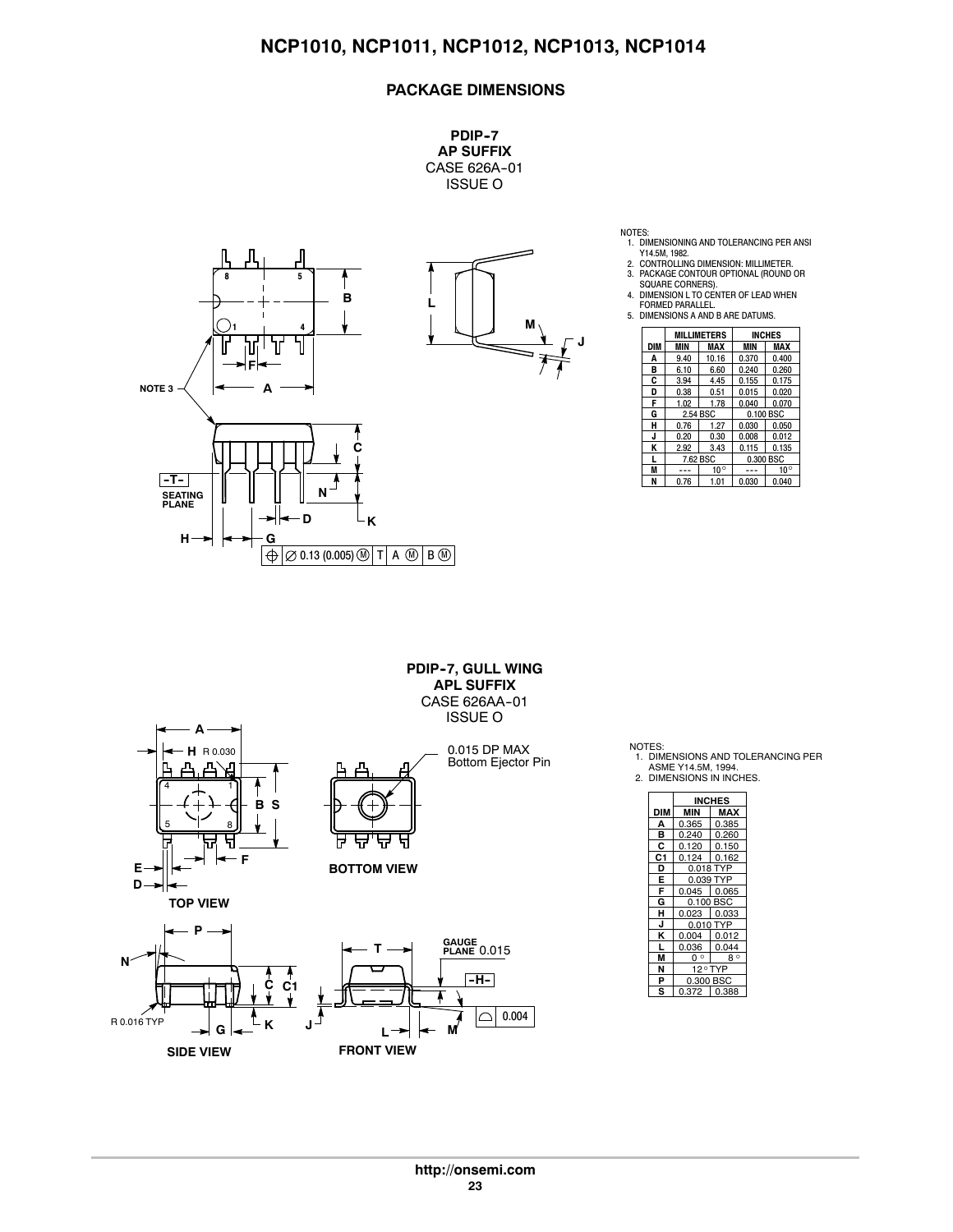## PACKAGE DIMENSIONS

**PDIP-7**
**AP SUFFIX**
CASE 626A-01
ISSUE O

NOTES:
1. DIMENSIONING AND TOLERANCING PER ANSI Y14.5M, 1982.
2. CONTROLLING DIMENSION: MILLIMETER.
3. PACKAGE CONTOUR OPTIONAL (ROUND OR SQUARE CORNERS).
4. DIMENSION L TO CENTER OF LEAD WHEN FORMED PARALLEL.
5. DIMENSIONS A AND B ARE DATUMS.

| DIM | MILLIMETERS MIN | MILLIMETERS MAX | INCHES MIN | INCHES MAX |
|---|---|---|---|---|
| A | 9.40 | 10.16 | 0.370 | 0.400 |
| B | 6.10 | 6.60 | 0.240 | 0.260 |
| C | 3.94 | 4.45 | 0.155 | 0.175 |
| D | 0.38 | 0.51 | 0.015 | 0.020 |
| F | 1.02 | 1.78 | 0.040 | 0.070 |
| G | 2.54 BSC | | 0.100 BSC | |
| H | 0.76 | 1.27 | 0.030 | 0.050 |
| J | 0.20 | 0.30 | 0.008 | 0.012 |
| K | 2.92 | 3.43 | 0.115 | 0.135 |
| L | 7.62 BSC | | 0.300 BSC | |
| M | --- | 10° | --- | 10° |
| N | 0.76 | 1.01 | 0.030 | 0.040 |

NOTE 3

-T- SEATING PLANE

0.13 (0.005) Ⓜ T A Ⓜ B Ⓜ

**PDIP-7, GULL WING**
**APL SUFFIX**
CASE 626AA-01
ISSUE O

NOTES:
1. DIMENSIONS AND TOLERANCING PER ASME Y14.5M, 1994.
2. DIMENSIONS IN INCHES.

| DIM | INCHES MIN | INCHES MAX |
|---|---|---|
| A | 0.365 | 0.385 |
| B | 0.240 | 0.260 |
| C | 0.120 | 0.150 |
| C1 | 0.124 | 0.162 |
| D | 0.018 TYP | |
| E | 0.039 TYP | |
| F | 0.045 | 0.065 |
| G | 0.100 BSC | |
| H | 0.023 | 0.033 |
| J | 0.010 TYP | |
| K | 0.004 | 0.012 |
| L | 0.036 | 0.044 |
| M | 0° | 8° |
| N | 12° TYP | |
| P | 0.300 BSC | |
| S | 0.372 | 0.388 |

H R 0.030

0.015 DP MAX Bottom Ejector Pin

TOP VIEW

BOTTOM VIEW

R 0.016 TYP

SIDE VIEW

GAUGE PLANE 0.015

-H-

0.004

FRONT VIEW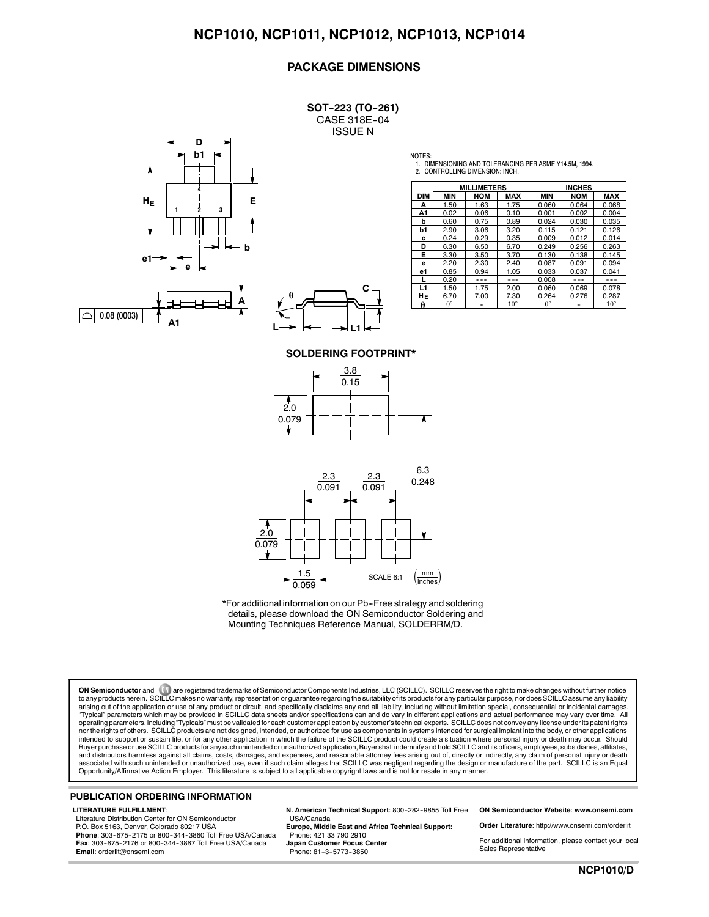## PACKAGE DIMENSIONS

**SOT-223 (TO-261)**
CASE 318E-04
ISSUE N

NOTES:
1. DIMENSIONING AND TOLERANCING PER ASME Y14.5M, 1994.
2. CONTROLLING DIMENSION: INCH.

| DIM | MILLIMETERS | | | INCHES | | |
|---|---|---|---|---|---|---|
| | MIN | NOM | MAX | MIN | NOM | MAX |
| A | 1.50 | 1.63 | 1.75 | 0.060 | 0.064 | 0.068 |
| A1 | 0.02 | 0.06 | 0.10 | 0.001 | 0.002 | 0.004 |
| b | 0.60 | 0.75 | 0.89 | 0.024 | 0.030 | 0.035 |
| b1 | 2.90 | 3.06 | 3.20 | 0.115 | 0.121 | 0.126 |
| c | 0.24 | 0.29 | 0.35 | 0.009 | 0.012 | 0.014 |
| D | 6.30 | 6.50 | 6.70 | 0.249 | 0.256 | 0.263 |
| E | 3.30 | 3.50 | 3.70 | 0.130 | 0.138 | 0.145 |
| e | 2.20 | 2.30 | 2.40 | 0.087 | 0.091 | 0.094 |
| e1 | 0.85 | 0.94 | 1.05 | 0.033 | 0.037 | 0.041 |
| L | 0.20 | --- | --- | 0.008 | --- | --- |
| L1 | 1.50 | 1.75 | 2.00 | 0.060 | 0.069 | 0.078 |
| $H_E$ | 6.70 | 7.00 | 7.30 | 0.264 | 0.276 | 0.287 |
| θ | 0° | - | 10° | 0° | - | 10° |

D
b1
4
$H_E$
E
1 2 3
b
e1
e
A
0.08 (0003)
A1
θ
C
L
L1

### SOLDERING FOOTPRINT*

3.8
0.15
2.0
0.079
6.3
0.248
2.3
0.091
2.3
0.091
2.0
0.079
1.5
0.059
SCALE 6:1 (mm / inches)

*For additional information on our Pb-Free strategy and soldering details, please download the ON Semiconductor Soldering and Mounting Techniques Reference Manual, SOLDERRM/D.

**ON Semiconductor** and ON are registered trademarks of Semiconductor Components Industries, LLC (SCILLC). SCILLC reserves the right to make changes without further notice to any products herein. SCILLC makes no warranty, representation or guarantee regarding the suitability of its products for any particular purpose, nor does SCILLC assume any liability arising out of the application or use of any product or circuit, and specifically disclaims any and all liability, including without limitation special, consequential or incidental damages. "Typical" parameters which may be provided in SCILLC data sheets and/or specifications can and do vary in different applications and actual performance may vary over time. All operating parameters, including "Typicals" must be validated for each customer application by customer's technical experts. SCILLC does not convey any license under its patent rights nor the rights of others. SCILLC products are not designed, intended, or authorized for use as components in systems intended for surgical implant into the body, or other applications intended to support or sustain life, or for any other application in which the failure of the SCILLC product could create a situation where personal injury or death may occur. Should Buyer purchase or use SCILLC products for any such unintended or unauthorized application, Buyer shall indemnify and hold SCILLC and its officers, employees, subsidiaries, affiliates, and distributors harmless against all claims, costs, damages, and expenses, and reasonable attorney fees arising out of, directly or indirectly, any claim of personal injury or death associated with such unintended or unauthorized use, even if such claim alleges that SCILLC was negligent regarding the design or manufacture of the part. SCILLC is an Equal Opportunity/Affirmative Action Employer. This literature is subject to all applicable copyright laws and is not for resale in any manner.

### PUBLICATION ORDERING INFORMATION

**LITERATURE FULFILLMENT**:
Literature Distribution Center for ON Semiconductor
P.O. Box 5163, Denver, Colorado 80217 USA
**Phone**: 303-675-2175 or 800-344-3860 Toll Free USA/Canada
**Fax**: 303-675-2176 or 800-344-3867 Toll Free USA/Canada
**Email**: orderlit@onsemi.com

**N. American Technical Support**: 800-282-9855 Toll Free USA/Canada
**Europe, Middle East and Africa Technical Support:**
Phone: 421 33 790 2910
**Japan Customer Focus Center**
Phone: 81-3-5773-3850

**ON Semiconductor Website**: **www.onsemi.com**

**Order Literature**: http://www.onsemi.com/orderlit

For additional information, please contact your local Sales Representative

**NCP1010/D**